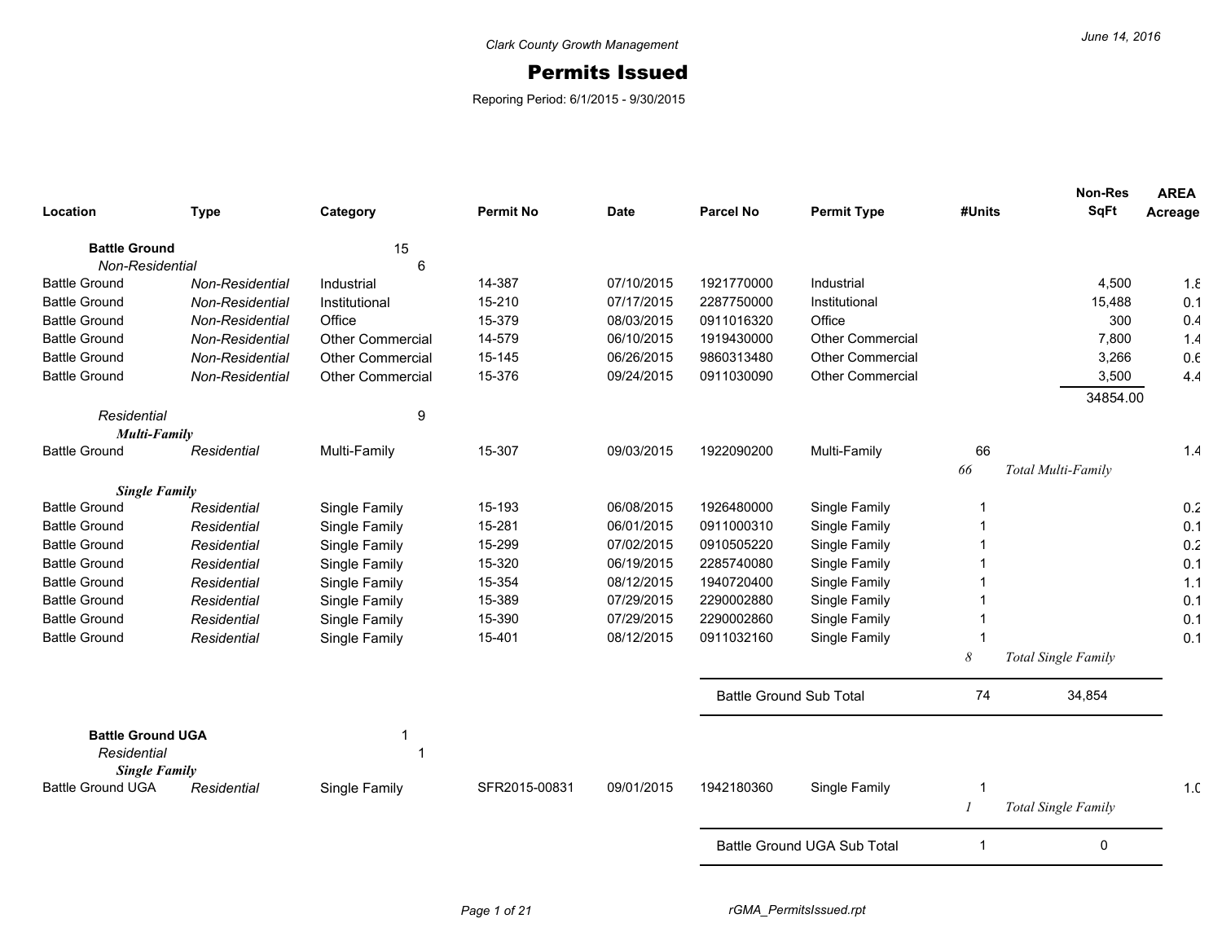Clark County Growth Management

# Permits Issued

Reporing Period: 6/1/2015 - 9/30/2015

June 14, 2016

| Location | Type | Category | Permit No | Date | Parcel No | Permit Type | #Units | Non-Res SqFt | AREA Acreage |
|---|---|---|---|---|---|---|---|---|---|
| **Battle Ground** | | 15 | | | | | | | |
| *Non-Residential* | | 6 | | | | | | | |
| Battle Ground | *Non-Residential* | Industrial | 14-387 | 07/10/2015 | 1921770000 | Industrial | | 4,500 | 1.8 |
| Battle Ground | *Non-Residential* | Institutional | 15-210 | 07/17/2015 | 2287750000 | Institutional | | 15,488 | 0.1 |
| Battle Ground | *Non-Residential* | Office | 15-379 | 08/03/2015 | 0911016320 | Office | | 300 | 0.4 |
| Battle Ground | *Non-Residential* | Other Commercial | 14-579 | 06/10/2015 | 1919430000 | Other Commercial | | 7,800 | 1.4 |
| Battle Ground | *Non-Residential* | Other Commercial | 15-145 | 06/26/2015 | 9860313480 | Other Commercial | | 3,266 | 0.6 |
| Battle Ground | *Non-Residential* | Other Commercial | 15-376 | 09/24/2015 | 0911030090 | Other Commercial | | 3,500 | 4.4 |
| | | | | | | | | 34854.00 | |
| *Residential* | | 9 | | | | | | | |
| ***Multi-Family*** | | | | | | | | | |
| Battle Ground | *Residential* | Multi-Family | 15-307 | 09/03/2015 | 1922090200 | Multi-Family | 66 | | 1.4 |
| | | | | | | | *66* | *Total Multi-Family* | |
| ***Single Family*** | | | | | | | | | |
| Battle Ground | *Residential* | Single Family | 15-193 | 06/08/2015 | 1926480000 | Single Family | 1 | | 0.2 |
| Battle Ground | *Residential* | Single Family | 15-281 | 06/01/2015 | 0911000310 | Single Family | 1 | | 0.1 |
| Battle Ground | *Residential* | Single Family | 15-299 | 07/02/2015 | 0910505220 | Single Family | 1 | | 0.2 |
| Battle Ground | *Residential* | Single Family | 15-320 | 06/19/2015 | 2285740080 | Single Family | 1 | | 0.1 |
| Battle Ground | *Residential* | Single Family | 15-354 | 08/12/2015 | 1940720400 | Single Family | 1 | | 1.1 |
| Battle Ground | *Residential* | Single Family | 15-389 | 07/29/2015 | 2290002880 | Single Family | 1 | | 0.1 |
| Battle Ground | *Residential* | Single Family | 15-390 | 07/29/2015 | 2290002860 | Single Family | 1 | | 0.1 |
| Battle Ground | *Residential* | Single Family | 15-401 | 08/12/2015 | 0911032160 | Single Family | 1 | | 0.1 |
| | | | | | | | *8* | *Total Single Family* | |
| | | | | | Battle Ground Sub Total | | 74 | 34,854 | |
| **Battle Ground UGA** | | 1 | | | | | | | |
| *Residential* | | 1 | | | | | | | |
| ***Single Family*** | | | | | | | | | |
| Battle Ground UGA | *Residential* | Single Family | SFR2015-00831 | 09/01/2015 | 1942180360 | Single Family | 1 | | 1.0 |
| | | | | | | | *1* | *Total Single Family* | |
| | | | | | Battle Ground UGA Sub Total | | 1 | 0 | |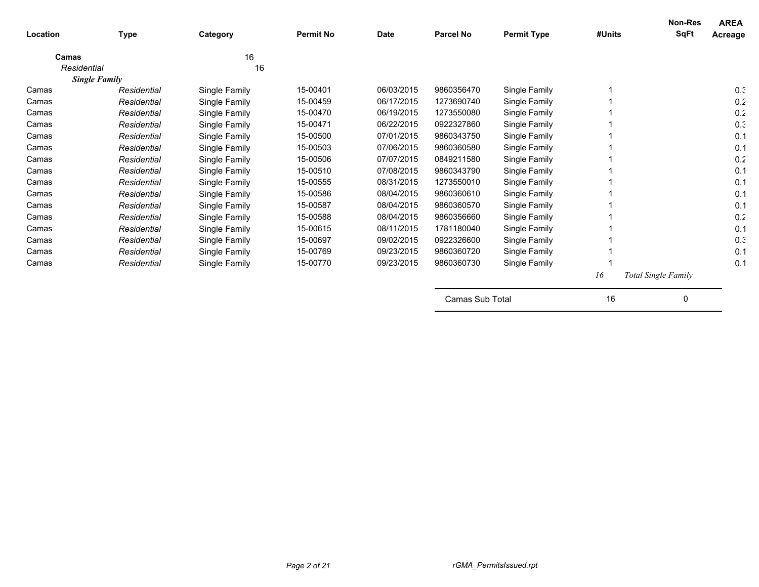| Location | Type | Category | Permit No | Date | Parcel No | Permit Type | #Units | Non-Res SqFt | AREA Acreage |
|---|---|---|---|---|---|---|---|---|---|
| **Camas** | | 16 | | | | | | | |
| *Residential* | | 16 | | | | | | | |
| ***Single Family*** | | | | | | | | | |
| Camas | *Residential* | Single Family | 15-00401 | 06/03/2015 | 9860356470 | Single Family | 1 | | 0.3 |
| Camas | *Residential* | Single Family | 15-00459 | 06/17/2015 | 1273690740 | Single Family | 1 | | 0.2 |
| Camas | *Residential* | Single Family | 15-00470 | 06/19/2015 | 1273550080 | Single Family | 1 | | 0.2 |
| Camas | *Residential* | Single Family | 15-00471 | 06/22/2015 | 0922327860 | Single Family | 1 | | 0.3 |
| Camas | *Residential* | Single Family | 15-00500 | 07/01/2015 | 9860343750 | Single Family | 1 | | 0.1 |
| Camas | *Residential* | Single Family | 15-00503 | 07/06/2015 | 9860360580 | Single Family | 1 | | 0.1 |
| Camas | *Residential* | Single Family | 15-00506 | 07/07/2015 | 0849211580 | Single Family | 1 | | 0.2 |
| Camas | *Residential* | Single Family | 15-00510 | 07/08/2015 | 9860343790 | Single Family | 1 | | 0.1 |
| Camas | *Residential* | Single Family | 15-00555 | 08/31/2015 | 1273550010 | Single Family | 1 | | 0.1 |
| Camas | *Residential* | Single Family | 15-00586 | 08/04/2015 | 9860360610 | Single Family | 1 | | 0.1 |
| Camas | *Residential* | Single Family | 15-00587 | 08/04/2015 | 9860360570 | Single Family | 1 | | 0.1 |
| Camas | *Residential* | Single Family | 15-00588 | 08/04/2015 | 9860356660 | Single Family | 1 | | 0.2 |
| Camas | *Residential* | Single Family | 15-00615 | 08/11/2015 | 1781180040 | Single Family | 1 | | 0.1 |
| Camas | *Residential* | Single Family | 15-00697 | 09/02/2015 | 0922326600 | Single Family | 1 | | 0.3 |
| Camas | *Residential* | Single Family | 15-00769 | 09/23/2015 | 9860360720 | Single Family | 1 | | 0.1 |
| Camas | *Residential* | Single Family | 15-00770 | 09/23/2015 | 9860360730 | Single Family | 1 | | 0.1 |
| | | | | | | | *16* | *Total Single Family* | |
| | | | | | Camas Sub Total | | 16 | 0 | |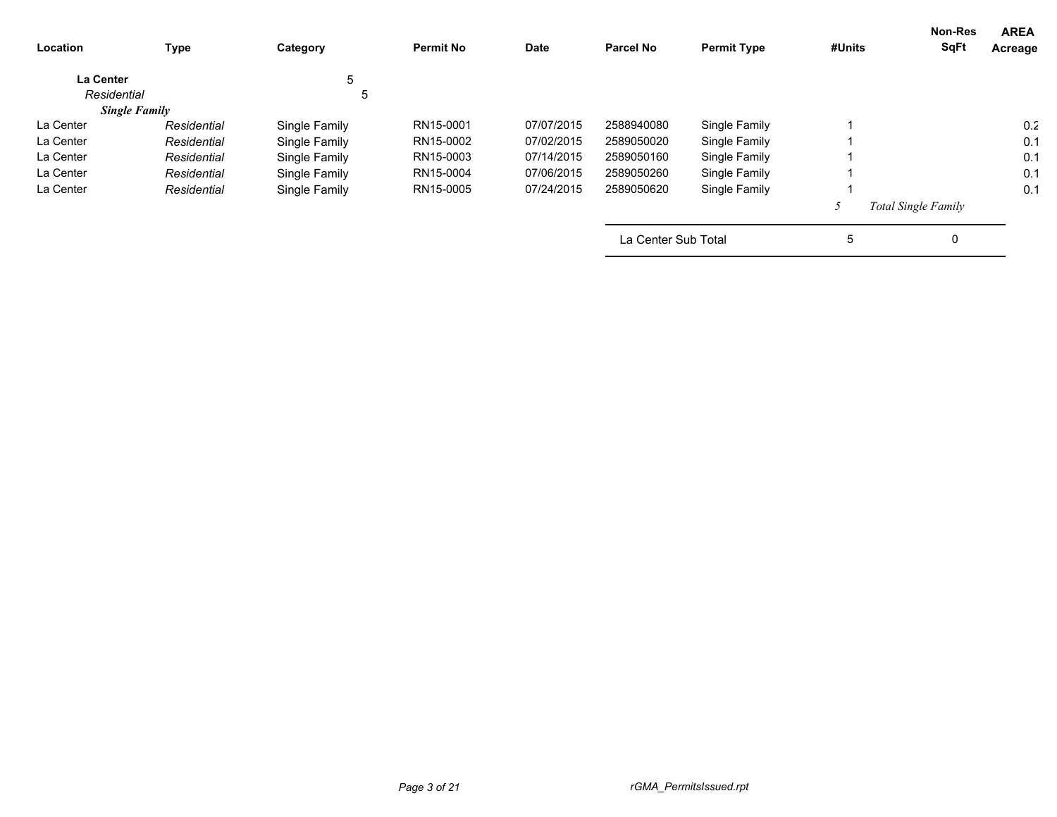| Location | Type | Category | Permit No | Date | Parcel No | Permit Type | #Units | Non-Res SqFt | AREA Acreage |
|---|---|---|---|---|---|---|---|---|---|
| **La Center** | | 5 | | | | | | | |
| *Residential* | | 5 | | | | | | | |
| ***Single Family*** | | | | | | | | | |
| La Center | *Residential* | Single Family | RN15-0001 | 07/07/2015 | 2588940080 | Single Family | 1 | | 0.2 |
| La Center | *Residential* | Single Family | RN15-0002 | 07/02/2015 | 2589050020 | Single Family | 1 | | 0.1 |
| La Center | *Residential* | Single Family | RN15-0003 | 07/14/2015 | 2589050160 | Single Family | 1 | | 0.1 |
| La Center | *Residential* | Single Family | RN15-0004 | 07/06/2015 | 2589050260 | Single Family | 1 | | 0.1 |
| La Center | *Residential* | Single Family | RN15-0005 | 07/24/2015 | 2589050620 | Single Family | 1 | | 0.1 |
| | | | | | | | *5* | *Total Single Family* | |
| | | | | | La Center Sub Total | | 5 | 0 | |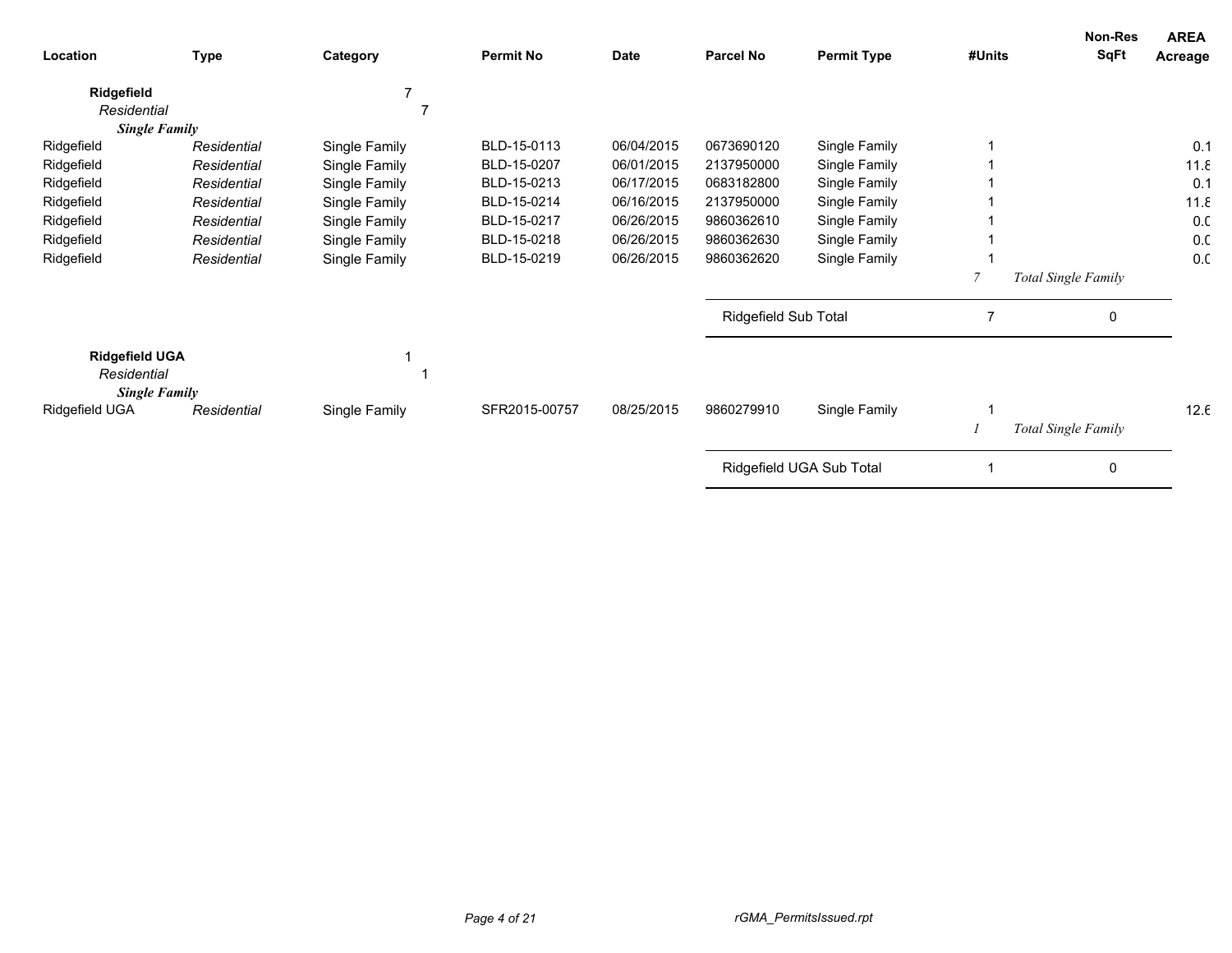| Location | Type | Category | Permit No | Date | Parcel No | Permit Type | #Units | Non-Res SqFt | AREA Acreage |
|---|---|---|---|---|---|---|---|---|---|
| **Ridgefield** | | 7 | | | | | | | |
| *Residential* | | 7 | | | | | | | |
| ***Single Family*** | | | | | | | | | |
| Ridgefield | *Residential* | Single Family | BLD-15-0113 | 06/04/2015 | 0673690120 | Single Family | 1 | | 0.1 |
| Ridgefield | *Residential* | Single Family | BLD-15-0207 | 06/01/2015 | 2137950000 | Single Family | 1 | | 11.8 |
| Ridgefield | *Residential* | Single Family | BLD-15-0213 | 06/17/2015 | 0683182800 | Single Family | 1 | | 0.1 |
| Ridgefield | *Residential* | Single Family | BLD-15-0214 | 06/16/2015 | 2137950000 | Single Family | 1 | | 11.8 |
| Ridgefield | *Residential* | Single Family | BLD-15-0217 | 06/26/2015 | 9860362610 | Single Family | 1 | | 0.0 |
| Ridgefield | *Residential* | Single Family | BLD-15-0218 | 06/26/2015 | 9860362630 | Single Family | 1 | | 0.0 |
| Ridgefield | *Residential* | Single Family | BLD-15-0219 | 06/26/2015 | 9860362620 | Single Family | 1 | | 0.0 |
| | | | | | | | *7* | *Total Single Family* | |
| | | | | | Ridgefield Sub Total | | 7 | 0 | |
| **Ridgefield UGA** | | 1 | | | | | | | |
| *Residential* | | 1 | | | | | | | |
| ***Single Family*** | | | | | | | | | |
| Ridgefield UGA | *Residential* | Single Family | SFR2015-00757 | 08/25/2015 | 9860279910 | Single Family | 1 | | 12.6 |
| | | | | | | | *1* | *Total Single Family* | |
| | | | | | Ridgefield UGA Sub Total | | 1 | 0 | |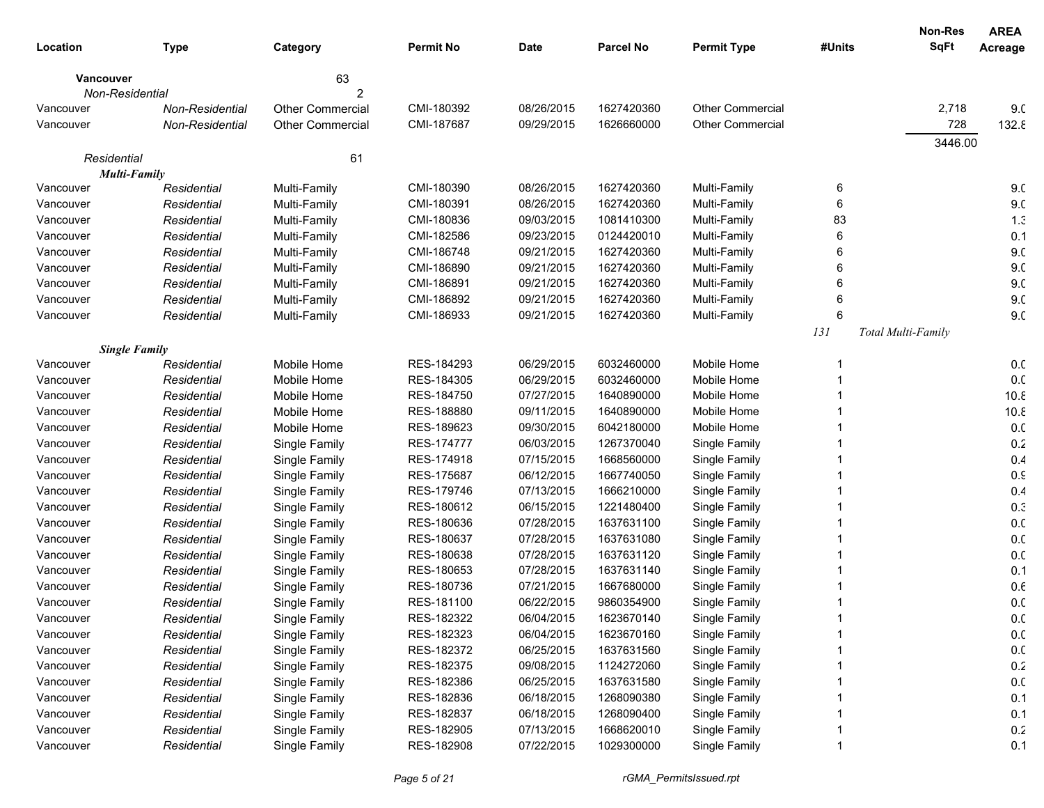| Location | Type | Category | Permit No | Date | Parcel No | Permit Type | #Units | Non-Res SqFt | AREA Acreage |
|---|---|---|---|---|---|---|---|---|---|
| **Vancouver** | | 63 | | | | | | | |
| *Non-Residential* | | 2 | | | | | | | |
| Vancouver | *Non-Residential* | Other Commercial | CMI-180392 | 08/26/2015 | 1627420360 | Other Commercial | | 2,718 | 9.0 |
| Vancouver | *Non-Residential* | Other Commercial | CMI-187687 | 09/29/2015 | 1626660000 | Other Commercial | | 728 | 132.8 |
| | | | | | | | | 3446.00 | |
| *Residential* | | 61 | | | | | | | |
| ***Multi-Family*** | | | | | | | | | |
| Vancouver | *Residential* | Multi-Family | CMI-180390 | 08/26/2015 | 1627420360 | Multi-Family | 6 | | 9.0 |
| Vancouver | *Residential* | Multi-Family | CMI-180391 | 08/26/2015 | 1627420360 | Multi-Family | 6 | | 9.0 |
| Vancouver | *Residential* | Multi-Family | CMI-180836 | 09/03/2015 | 1081410300 | Multi-Family | 83 | | 1.3 |
| Vancouver | *Residential* | Multi-Family | CMI-182586 | 09/23/2015 | 0124420010 | Multi-Family | 6 | | 0.1 |
| Vancouver | *Residential* | Multi-Family | CMI-186748 | 09/21/2015 | 1627420360 | Multi-Family | 6 | | 9.0 |
| Vancouver | *Residential* | Multi-Family | CMI-186890 | 09/21/2015 | 1627420360 | Multi-Family | 6 | | 9.0 |
| Vancouver | *Residential* | Multi-Family | CMI-186891 | 09/21/2015 | 1627420360 | Multi-Family | 6 | | 9.0 |
| Vancouver | *Residential* | Multi-Family | CMI-186892 | 09/21/2015 | 1627420360 | Multi-Family | 6 | | 9.0 |
| Vancouver | *Residential* | Multi-Family | CMI-186933 | 09/21/2015 | 1627420360 | Multi-Family | 6 | | 9.0 |
| | | | | | | | *131* | *Total Multi-Family* | |
| ***Single Family*** | | | | | | | | | |
| Vancouver | *Residential* | Mobile Home | RES-184293 | 06/29/2015 | 6032460000 | Mobile Home | 1 | | 0.0 |
| Vancouver | *Residential* | Mobile Home | RES-184305 | 06/29/2015 | 6032460000 | Mobile Home | 1 | | 0.0 |
| Vancouver | *Residential* | Mobile Home | RES-184750 | 07/27/2015 | 1640890000 | Mobile Home | 1 | | 10.8 |
| Vancouver | *Residential* | Mobile Home | RES-188880 | 09/11/2015 | 1640890000 | Mobile Home | 1 | | 10.8 |
| Vancouver | *Residential* | Mobile Home | RES-189623 | 09/30/2015 | 6042180000 | Mobile Home | 1 | | 0.0 |
| Vancouver | *Residential* | Single Family | RES-174777 | 06/03/2015 | 1267370040 | Single Family | 1 | | 0.2 |
| Vancouver | *Residential* | Single Family | RES-174918 | 07/15/2015 | 1668560000 | Single Family | 1 | | 0.4 |
| Vancouver | *Residential* | Single Family | RES-175687 | 06/12/2015 | 1667740050 | Single Family | 1 | | 0.9 |
| Vancouver | *Residential* | Single Family | RES-179746 | 07/13/2015 | 1666210000 | Single Family | 1 | | 0.4 |
| Vancouver | *Residential* | Single Family | RES-180612 | 06/15/2015 | 1221480400 | Single Family | 1 | | 0.3 |
| Vancouver | *Residential* | Single Family | RES-180636 | 07/28/2015 | 1637631100 | Single Family | 1 | | 0.0 |
| Vancouver | *Residential* | Single Family | RES-180637 | 07/28/2015 | 1637631080 | Single Family | 1 | | 0.0 |
| Vancouver | *Residential* | Single Family | RES-180638 | 07/28/2015 | 1637631120 | Single Family | 1 | | 0.0 |
| Vancouver | *Residential* | Single Family | RES-180653 | 07/28/2015 | 1637631140 | Single Family | 1 | | 0.1 |
| Vancouver | *Residential* | Single Family | RES-180736 | 07/21/2015 | 1667680000 | Single Family | 1 | | 0.6 |
| Vancouver | *Residential* | Single Family | RES-181100 | 06/22/2015 | 9860354900 | Single Family | 1 | | 0.0 |
| Vancouver | *Residential* | Single Family | RES-182322 | 06/04/2015 | 1623670140 | Single Family | 1 | | 0.0 |
| Vancouver | *Residential* | Single Family | RES-182323 | 06/04/2015 | 1623670160 | Single Family | 1 | | 0.0 |
| Vancouver | *Residential* | Single Family | RES-182372 | 06/25/2015 | 1637631560 | Single Family | 1 | | 0.0 |
| Vancouver | *Residential* | Single Family | RES-182375 | 09/08/2015 | 1124272060 | Single Family | 1 | | 0.2 |
| Vancouver | *Residential* | Single Family | RES-182386 | 06/25/2015 | 1637631580 | Single Family | 1 | | 0.0 |
| Vancouver | *Residential* | Single Family | RES-182836 | 06/18/2015 | 1268090380 | Single Family | 1 | | 0.1 |
| Vancouver | *Residential* | Single Family | RES-182837 | 06/18/2015 | 1268090400 | Single Family | 1 | | 0.1 |
| Vancouver | *Residential* | Single Family | RES-182905 | 07/13/2015 | 1668620010 | Single Family | 1 | | 0.2 |
| Vancouver | *Residential* | Single Family | RES-182908 | 07/22/2015 | 1029300000 | Single Family | 1 | | 0.1 |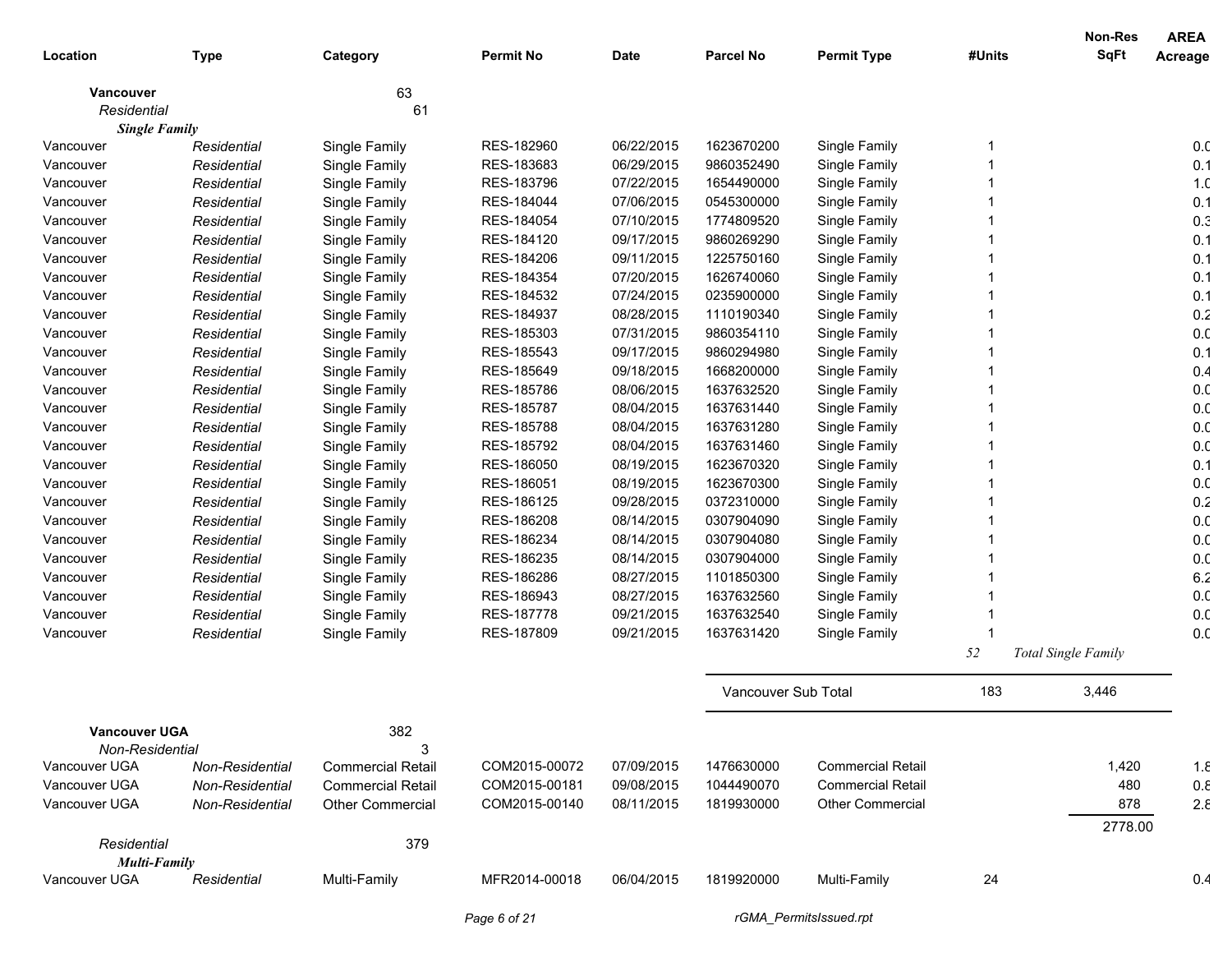| Location | Type | Category | Permit No | Date | Parcel No | Permit Type | #Units | Non-Res SqFt | AREA Acreage |
|---|---|---|---|---|---|---|---|---|---|
| **Vancouver** | | 63 | | | | | | | |
| *Residential* | | 61 | | | | | | | |
| ***Single Family*** | | | | | | | | | |
| Vancouver | *Residential* | Single Family | RES-182960 | 06/22/2015 | 1623670200 | Single Family | 1 | | 0.0 |
| Vancouver | *Residential* | Single Family | RES-183683 | 06/29/2015 | 9860352490 | Single Family | 1 | | 0.1 |
| Vancouver | *Residential* | Single Family | RES-183796 | 07/22/2015 | 1654490000 | Single Family | 1 | | 1.0 |
| Vancouver | *Residential* | Single Family | RES-184044 | 07/06/2015 | 0545300000 | Single Family | 1 | | 0.1 |
| Vancouver | *Residential* | Single Family | RES-184054 | 07/10/2015 | 1774809520 | Single Family | 1 | | 0.3 |
| Vancouver | *Residential* | Single Family | RES-184120 | 09/17/2015 | 9860269290 | Single Family | 1 | | 0.1 |
| Vancouver | *Residential* | Single Family | RES-184206 | 09/11/2015 | 1225750160 | Single Family | 1 | | 0.1 |
| Vancouver | *Residential* | Single Family | RES-184354 | 07/20/2015 | 1626740060 | Single Family | 1 | | 0.1 |
| Vancouver | *Residential* | Single Family | RES-184532 | 07/24/2015 | 0235900000 | Single Family | 1 | | 0.1 |
| Vancouver | *Residential* | Single Family | RES-184937 | 08/28/2015 | 1110190340 | Single Family | 1 | | 0.2 |
| Vancouver | *Residential* | Single Family | RES-185303 | 07/31/2015 | 9860354110 | Single Family | 1 | | 0.0 |
| Vancouver | *Residential* | Single Family | RES-185543 | 09/17/2015 | 9860294980 | Single Family | 1 | | 0.1 |
| Vancouver | *Residential* | Single Family | RES-185649 | 09/18/2015 | 1668200000 | Single Family | 1 | | 0.4 |
| Vancouver | *Residential* | Single Family | RES-185786 | 08/06/2015 | 1637632520 | Single Family | 1 | | 0.0 |
| Vancouver | *Residential* | Single Family | RES-185787 | 08/04/2015 | 1637631440 | Single Family | 1 | | 0.0 |
| Vancouver | *Residential* | Single Family | RES-185788 | 08/04/2015 | 1637631280 | Single Family | 1 | | 0.0 |
| Vancouver | *Residential* | Single Family | RES-185792 | 08/04/2015 | 1637631460 | Single Family | 1 | | 0.0 |
| Vancouver | *Residential* | Single Family | RES-186050 | 08/19/2015 | 1623670320 | Single Family | 1 | | 0.1 |
| Vancouver | *Residential* | Single Family | RES-186051 | 08/19/2015 | 1623670300 | Single Family | 1 | | 0.0 |
| Vancouver | *Residential* | Single Family | RES-186125 | 09/28/2015 | 0372310000 | Single Family | 1 | | 0.2 |
| Vancouver | *Residential* | Single Family | RES-186208 | 08/14/2015 | 0307904090 | Single Family | 1 | | 0.0 |
| Vancouver | *Residential* | Single Family | RES-186234 | 08/14/2015 | 0307904080 | Single Family | 1 | | 0.0 |
| Vancouver | *Residential* | Single Family | RES-186235 | 08/14/2015 | 0307904000 | Single Family | 1 | | 0.0 |
| Vancouver | *Residential* | Single Family | RES-186286 | 08/27/2015 | 1101850300 | Single Family | 1 | | 6.2 |
| Vancouver | *Residential* | Single Family | RES-186943 | 08/27/2015 | 1637632560 | Single Family | 1 | | 0.0 |
| Vancouver | *Residential* | Single Family | RES-187778 | 09/21/2015 | 1637632540 | Single Family | 1 | | 0.0 |
| Vancouver | *Residential* | Single Family | RES-187809 | 09/21/2015 | 1637631420 | Single Family | 1 | | 0.0 |
| | | | | | | | *52* | *Total Single Family* | |
| | | | | | Vancouver Sub Total | | 183 | 3,446 | |
| **Vancouver UGA** | | 382 | | | | | | | |
| *Non-Residential* | | 3 | | | | | | | |
| Vancouver UGA | *Non-Residential* | Commercial Retail | COM2015-00072 | 07/09/2015 | 1476630000 | Commercial Retail | | 1,420 | 1.8 |
| Vancouver UGA | *Non-Residential* | Commercial Retail | COM2015-00181 | 09/08/2015 | 1044490070 | Commercial Retail | | 480 | 0.8 |
| Vancouver UGA | *Non-Residential* | Other Commercial | COM2015-00140 | 08/11/2015 | 1819930000 | Other Commercial | | 878 | 2.8 |
| | | | | | | | | 2778.00 | |
| *Residential* | | 379 | | | | | | | |
| ***Multi-Family*** | | | | | | | | | |
| Vancouver UGA | *Residential* | Multi-Family | MFR2014-00018 | 06/04/2015 | 1819920000 | Multi-Family | 24 | | 0.4 |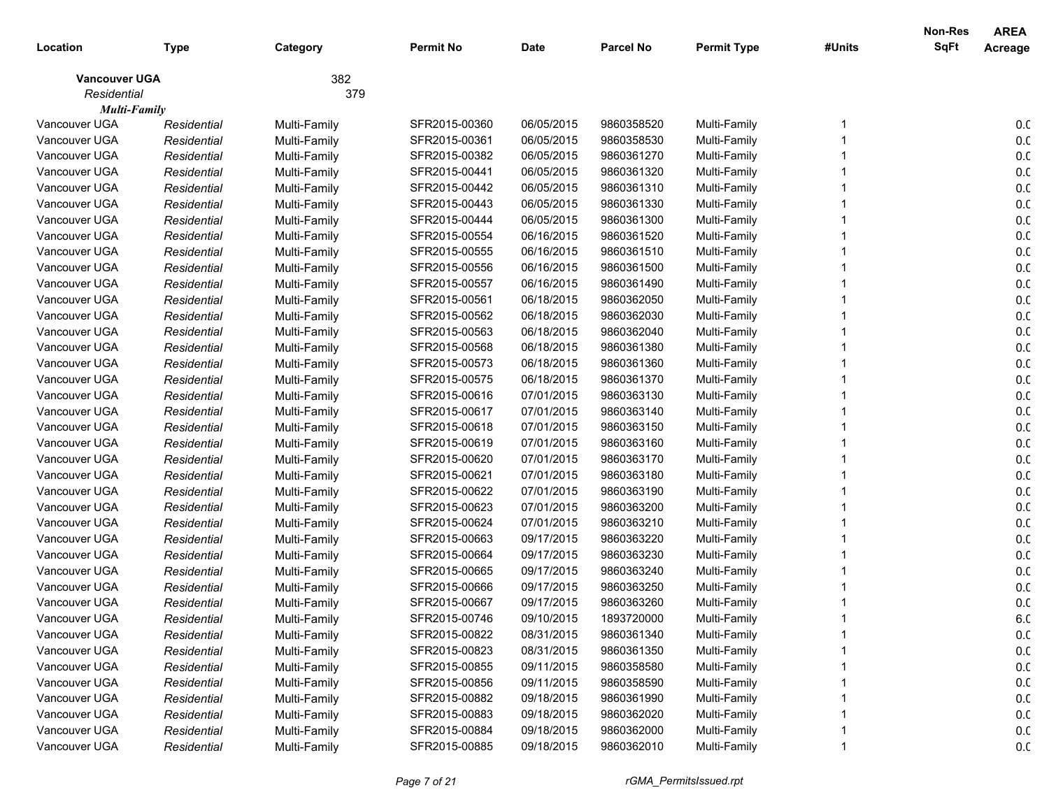| Location | Type | Category | Permit No | Date | Parcel No | Permit Type | #Units | Non-Res SqFt | AREA Acreage |
|---|---|---|---|---|---|---|---|---|---|
| **Vancouver UGA** | | 382 | | | | | | | |
| *Residential* | | 379 | | | | | | | |
| ***Multi-Family*** | | | | | | | | | |
| Vancouver UGA | *Residential* | Multi-Family | SFR2015-00360 | 06/05/2015 | 9860358520 | Multi-Family | 1 | | 0.0 |
| Vancouver UGA | *Residential* | Multi-Family | SFR2015-00361 | 06/05/2015 | 9860358530 | Multi-Family | 1 | | 0.0 |
| Vancouver UGA | *Residential* | Multi-Family | SFR2015-00382 | 06/05/2015 | 9860361270 | Multi-Family | 1 | | 0.0 |
| Vancouver UGA | *Residential* | Multi-Family | SFR2015-00441 | 06/05/2015 | 9860361320 | Multi-Family | 1 | | 0.0 |
| Vancouver UGA | *Residential* | Multi-Family | SFR2015-00442 | 06/05/2015 | 9860361310 | Multi-Family | 1 | | 0.0 |
| Vancouver UGA | *Residential* | Multi-Family | SFR2015-00443 | 06/05/2015 | 9860361330 | Multi-Family | 1 | | 0.0 |
| Vancouver UGA | *Residential* | Multi-Family | SFR2015-00444 | 06/05/2015 | 9860361300 | Multi-Family | 1 | | 0.0 |
| Vancouver UGA | *Residential* | Multi-Family | SFR2015-00554 | 06/16/2015 | 9860361520 | Multi-Family | 1 | | 0.0 |
| Vancouver UGA | *Residential* | Multi-Family | SFR2015-00555 | 06/16/2015 | 9860361510 | Multi-Family | 1 | | 0.0 |
| Vancouver UGA | *Residential* | Multi-Family | SFR2015-00556 | 06/16/2015 | 9860361500 | Multi-Family | 1 | | 0.0 |
| Vancouver UGA | *Residential* | Multi-Family | SFR2015-00557 | 06/16/2015 | 9860361490 | Multi-Family | 1 | | 0.0 |
| Vancouver UGA | *Residential* | Multi-Family | SFR2015-00561 | 06/18/2015 | 9860362050 | Multi-Family | 1 | | 0.0 |
| Vancouver UGA | *Residential* | Multi-Family | SFR2015-00562 | 06/18/2015 | 9860362030 | Multi-Family | 1 | | 0.0 |
| Vancouver UGA | *Residential* | Multi-Family | SFR2015-00563 | 06/18/2015 | 9860362040 | Multi-Family | 1 | | 0.0 |
| Vancouver UGA | *Residential* | Multi-Family | SFR2015-00568 | 06/18/2015 | 9860361380 | Multi-Family | 1 | | 0.0 |
| Vancouver UGA | *Residential* | Multi-Family | SFR2015-00573 | 06/18/2015 | 9860361360 | Multi-Family | 1 | | 0.0 |
| Vancouver UGA | *Residential* | Multi-Family | SFR2015-00575 | 06/18/2015 | 9860361370 | Multi-Family | 1 | | 0.0 |
| Vancouver UGA | *Residential* | Multi-Family | SFR2015-00616 | 07/01/2015 | 9860363130 | Multi-Family | 1 | | 0.0 |
| Vancouver UGA | *Residential* | Multi-Family | SFR2015-00617 | 07/01/2015 | 9860363140 | Multi-Family | 1 | | 0.0 |
| Vancouver UGA | *Residential* | Multi-Family | SFR2015-00618 | 07/01/2015 | 9860363150 | Multi-Family | 1 | | 0.0 |
| Vancouver UGA | *Residential* | Multi-Family | SFR2015-00619 | 07/01/2015 | 9860363160 | Multi-Family | 1 | | 0.0 |
| Vancouver UGA | *Residential* | Multi-Family | SFR2015-00620 | 07/01/2015 | 9860363170 | Multi-Family | 1 | | 0.0 |
| Vancouver UGA | *Residential* | Multi-Family | SFR2015-00621 | 07/01/2015 | 9860363180 | Multi-Family | 1 | | 0.0 |
| Vancouver UGA | *Residential* | Multi-Family | SFR2015-00622 | 07/01/2015 | 9860363190 | Multi-Family | 1 | | 0.0 |
| Vancouver UGA | *Residential* | Multi-Family | SFR2015-00623 | 07/01/2015 | 9860363200 | Multi-Family | 1 | | 0.0 |
| Vancouver UGA | *Residential* | Multi-Family | SFR2015-00624 | 07/01/2015 | 9860363210 | Multi-Family | 1 | | 0.0 |
| Vancouver UGA | *Residential* | Multi-Family | SFR2015-00663 | 09/17/2015 | 9860363220 | Multi-Family | 1 | | 0.0 |
| Vancouver UGA | *Residential* | Multi-Family | SFR2015-00664 | 09/17/2015 | 9860363230 | Multi-Family | 1 | | 0.0 |
| Vancouver UGA | *Residential* | Multi-Family | SFR2015-00665 | 09/17/2015 | 9860363240 | Multi-Family | 1 | | 0.0 |
| Vancouver UGA | *Residential* | Multi-Family | SFR2015-00666 | 09/17/2015 | 9860363250 | Multi-Family | 1 | | 0.0 |
| Vancouver UGA | *Residential* | Multi-Family | SFR2015-00667 | 09/17/2015 | 9860363260 | Multi-Family | 1 | | 0.0 |
| Vancouver UGA | *Residential* | Multi-Family | SFR2015-00746 | 09/10/2015 | 1893720000 | Multi-Family | 1 | | 6.0 |
| Vancouver UGA | *Residential* | Multi-Family | SFR2015-00822 | 08/31/2015 | 9860361340 | Multi-Family | 1 | | 0.0 |
| Vancouver UGA | *Residential* | Multi-Family | SFR2015-00823 | 08/31/2015 | 9860361350 | Multi-Family | 1 | | 0.0 |
| Vancouver UGA | *Residential* | Multi-Family | SFR2015-00855 | 09/11/2015 | 9860358580 | Multi-Family | 1 | | 0.0 |
| Vancouver UGA | *Residential* | Multi-Family | SFR2015-00856 | 09/11/2015 | 9860358590 | Multi-Family | 1 | | 0.0 |
| Vancouver UGA | *Residential* | Multi-Family | SFR2015-00882 | 09/18/2015 | 9860361990 | Multi-Family | 1 | | 0.0 |
| Vancouver UGA | *Residential* | Multi-Family | SFR2015-00883 | 09/18/2015 | 9860362020 | Multi-Family | 1 | | 0.0 |
| Vancouver UGA | *Residential* | Multi-Family | SFR2015-00884 | 09/18/2015 | 9860362000 | Multi-Family | 1 | | 0.0 |
| Vancouver UGA | *Residential* | Multi-Family | SFR2015-00885 | 09/18/2015 | 9860362010 | Multi-Family | 1 | | 0.0 |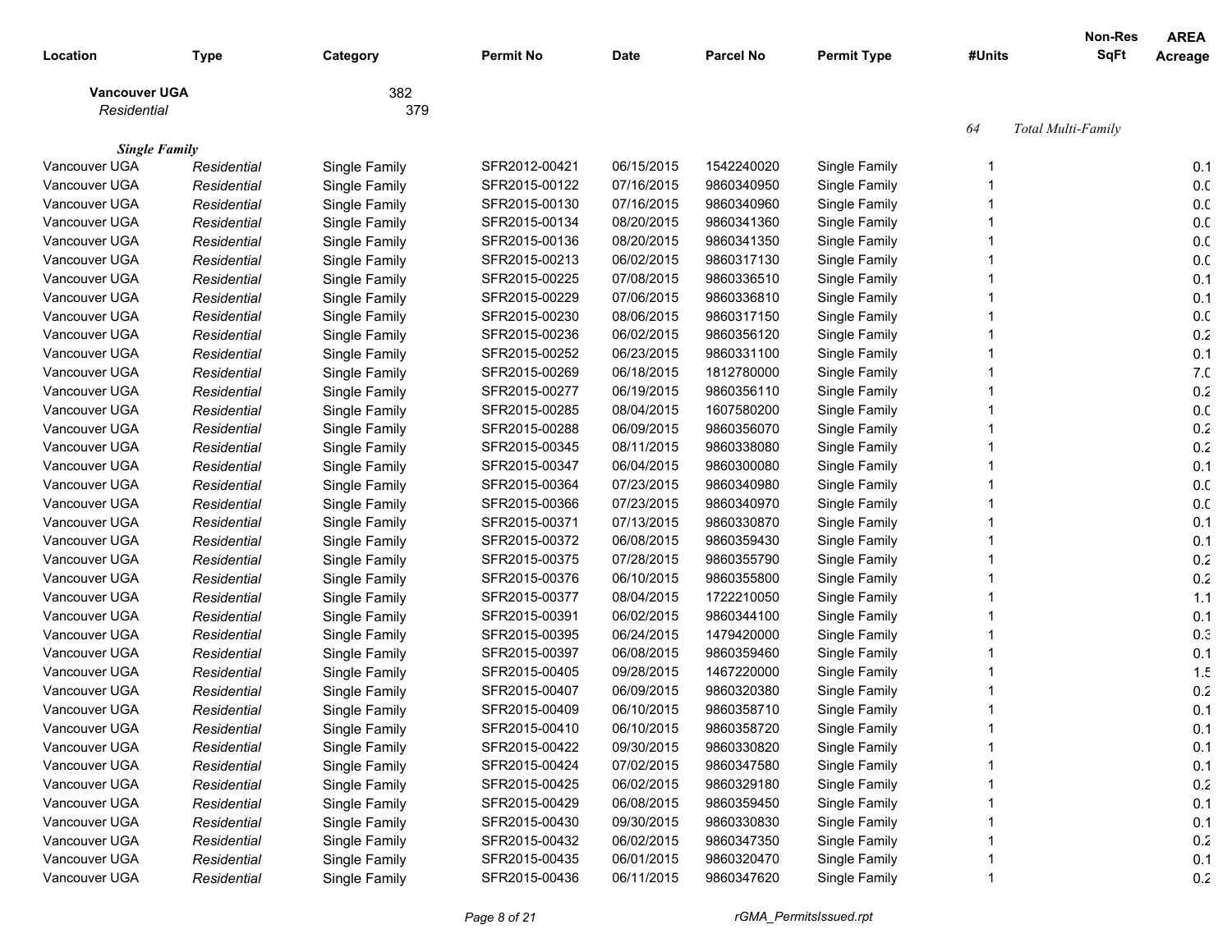| Location | Type | Category | Permit No | Date | Parcel No | Permit Type | #Units | Non-Res SqFt | AREA Acreage |
|---|---|---|---|---|---|---|---|---|---|
| **Vancouver UGA** | | 382 | | | | | | | |
| *Residential* | | 379 | | | | | | | |
| | | | | | | | *64* | *Total Multi-Family* | |
| ***Single Family*** | | | | | | | | | |
| Vancouver UGA | *Residential* | Single Family | SFR2012-00421 | 06/15/2015 | 1542240020 | Single Family | 1 | | 0.1 |
| Vancouver UGA | *Residential* | Single Family | SFR2015-00122 | 07/16/2015 | 9860340950 | Single Family | 1 | | 0.0 |
| Vancouver UGA | *Residential* | Single Family | SFR2015-00130 | 07/16/2015 | 9860340960 | Single Family | 1 | | 0.0 |
| Vancouver UGA | *Residential* | Single Family | SFR2015-00134 | 08/20/2015 | 9860341360 | Single Family | 1 | | 0.0 |
| Vancouver UGA | *Residential* | Single Family | SFR2015-00136 | 08/20/2015 | 9860341350 | Single Family | 1 | | 0.0 |
| Vancouver UGA | *Residential* | Single Family | SFR2015-00213 | 06/02/2015 | 9860317130 | Single Family | 1 | | 0.0 |
| Vancouver UGA | *Residential* | Single Family | SFR2015-00225 | 07/08/2015 | 9860336510 | Single Family | 1 | | 0.1 |
| Vancouver UGA | *Residential* | Single Family | SFR2015-00229 | 07/06/2015 | 9860336810 | Single Family | 1 | | 0.1 |
| Vancouver UGA | *Residential* | Single Family | SFR2015-00230 | 08/06/2015 | 9860317150 | Single Family | 1 | | 0.0 |
| Vancouver UGA | *Residential* | Single Family | SFR2015-00236 | 06/02/2015 | 9860356120 | Single Family | 1 | | 0.2 |
| Vancouver UGA | *Residential* | Single Family | SFR2015-00252 | 06/23/2015 | 9860331100 | Single Family | 1 | | 0.1 |
| Vancouver UGA | *Residential* | Single Family | SFR2015-00269 | 06/18/2015 | 1812780000 | Single Family | 1 | | 7.0 |
| Vancouver UGA | *Residential* | Single Family | SFR2015-00277 | 06/19/2015 | 9860356110 | Single Family | 1 | | 0.2 |
| Vancouver UGA | *Residential* | Single Family | SFR2015-00285 | 08/04/2015 | 1607580200 | Single Family | 1 | | 0.0 |
| Vancouver UGA | *Residential* | Single Family | SFR2015-00288 | 06/09/2015 | 9860356070 | Single Family | 1 | | 0.2 |
| Vancouver UGA | *Residential* | Single Family | SFR2015-00345 | 08/11/2015 | 9860338080 | Single Family | 1 | | 0.2 |
| Vancouver UGA | *Residential* | Single Family | SFR2015-00347 | 06/04/2015 | 9860300080 | Single Family | 1 | | 0.1 |
| Vancouver UGA | *Residential* | Single Family | SFR2015-00364 | 07/23/2015 | 9860340980 | Single Family | 1 | | 0.0 |
| Vancouver UGA | *Residential* | Single Family | SFR2015-00366 | 07/23/2015 | 9860340970 | Single Family | 1 | | 0.0 |
| Vancouver UGA | *Residential* | Single Family | SFR2015-00371 | 07/13/2015 | 9860330870 | Single Family | 1 | | 0.1 |
| Vancouver UGA | *Residential* | Single Family | SFR2015-00372 | 06/08/2015 | 9860359430 | Single Family | 1 | | 0.1 |
| Vancouver UGA | *Residential* | Single Family | SFR2015-00375 | 07/28/2015 | 9860355790 | Single Family | 1 | | 0.2 |
| Vancouver UGA | *Residential* | Single Family | SFR2015-00376 | 06/10/2015 | 9860355800 | Single Family | 1 | | 0.2 |
| Vancouver UGA | *Residential* | Single Family | SFR2015-00377 | 08/04/2015 | 1722210050 | Single Family | 1 | | 1.1 |
| Vancouver UGA | *Residential* | Single Family | SFR2015-00391 | 06/02/2015 | 9860344100 | Single Family | 1 | | 0.1 |
| Vancouver UGA | *Residential* | Single Family | SFR2015-00395 | 06/24/2015 | 1479420000 | Single Family | 1 | | 0.3 |
| Vancouver UGA | *Residential* | Single Family | SFR2015-00397 | 06/08/2015 | 9860359460 | Single Family | 1 | | 0.1 |
| Vancouver UGA | *Residential* | Single Family | SFR2015-00405 | 09/28/2015 | 1467220000 | Single Family | 1 | | 1.5 |
| Vancouver UGA | *Residential* | Single Family | SFR2015-00407 | 06/09/2015 | 9860320380 | Single Family | 1 | | 0.2 |
| Vancouver UGA | *Residential* | Single Family | SFR2015-00409 | 06/10/2015 | 9860358710 | Single Family | 1 | | 0.1 |
| Vancouver UGA | *Residential* | Single Family | SFR2015-00410 | 06/10/2015 | 9860358720 | Single Family | 1 | | 0.1 |
| Vancouver UGA | *Residential* | Single Family | SFR2015-00422 | 09/30/2015 | 9860330820 | Single Family | 1 | | 0.1 |
| Vancouver UGA | *Residential* | Single Family | SFR2015-00424 | 07/02/2015 | 9860347580 | Single Family | 1 | | 0.1 |
| Vancouver UGA | *Residential* | Single Family | SFR2015-00425 | 06/02/2015 | 9860329180 | Single Family | 1 | | 0.2 |
| Vancouver UGA | *Residential* | Single Family | SFR2015-00429 | 06/08/2015 | 9860359450 | Single Family | 1 | | 0.1 |
| Vancouver UGA | *Residential* | Single Family | SFR2015-00430 | 09/30/2015 | 9860330830 | Single Family | 1 | | 0.1 |
| Vancouver UGA | *Residential* | Single Family | SFR2015-00432 | 06/02/2015 | 9860347350 | Single Family | 1 | | 0.2 |
| Vancouver UGA | *Residential* | Single Family | SFR2015-00435 | 06/01/2015 | 9860320470 | Single Family | 1 | | 0.1 |
| Vancouver UGA | *Residential* | Single Family | SFR2015-00436 | 06/11/2015 | 9860347620 | Single Family | 1 | | 0.2 |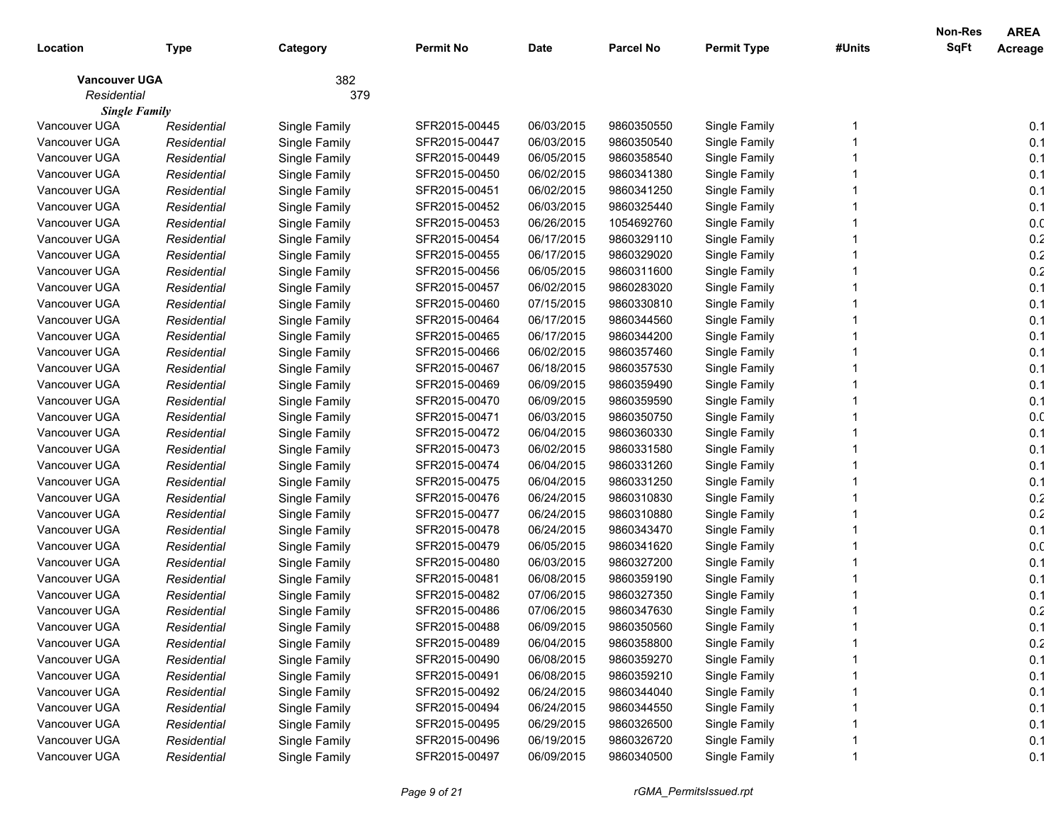| Location | Type | Category | Permit No | Date | Parcel No | Permit Type | #Units | Non-Res SqFt | AREA Acreage |
|---|---|---|---|---|---|---|---|---|---|
| **Vancouver UGA** | | 382 | | | | | | | |
| *Residential* | | 379 | | | | | | | |
| ***Single Family*** | | | | | | | | | |
| Vancouver UGA | *Residential* | Single Family | SFR2015-00445 | 06/03/2015 | 9860350550 | Single Family | 1 | | 0.1 |
| Vancouver UGA | *Residential* | Single Family | SFR2015-00447 | 06/03/2015 | 9860350540 | Single Family | 1 | | 0.1 |
| Vancouver UGA | *Residential* | Single Family | SFR2015-00449 | 06/05/2015 | 9860358540 | Single Family | 1 | | 0.1 |
| Vancouver UGA | *Residential* | Single Family | SFR2015-00450 | 06/02/2015 | 9860341380 | Single Family | 1 | | 0.1 |
| Vancouver UGA | *Residential* | Single Family | SFR2015-00451 | 06/02/2015 | 9860341250 | Single Family | 1 | | 0.1 |
| Vancouver UGA | *Residential* | Single Family | SFR2015-00452 | 06/03/2015 | 9860325440 | Single Family | 1 | | 0.1 |
| Vancouver UGA | *Residential* | Single Family | SFR2015-00453 | 06/26/2015 | 1054692760 | Single Family | 1 | | 0.0 |
| Vancouver UGA | *Residential* | Single Family | SFR2015-00454 | 06/17/2015 | 9860329110 | Single Family | 1 | | 0.2 |
| Vancouver UGA | *Residential* | Single Family | SFR2015-00455 | 06/17/2015 | 9860329020 | Single Family | 1 | | 0.2 |
| Vancouver UGA | *Residential* | Single Family | SFR2015-00456 | 06/05/2015 | 9860311600 | Single Family | 1 | | 0.2 |
| Vancouver UGA | *Residential* | Single Family | SFR2015-00457 | 06/02/2015 | 9860283020 | Single Family | 1 | | 0.1 |
| Vancouver UGA | *Residential* | Single Family | SFR2015-00460 | 07/15/2015 | 9860330810 | Single Family | 1 | | 0.1 |
| Vancouver UGA | *Residential* | Single Family | SFR2015-00464 | 06/17/2015 | 9860344560 | Single Family | 1 | | 0.1 |
| Vancouver UGA | *Residential* | Single Family | SFR2015-00465 | 06/17/2015 | 9860344200 | Single Family | 1 | | 0.1 |
| Vancouver UGA | *Residential* | Single Family | SFR2015-00466 | 06/02/2015 | 9860357460 | Single Family | 1 | | 0.1 |
| Vancouver UGA | *Residential* | Single Family | SFR2015-00467 | 06/18/2015 | 9860357530 | Single Family | 1 | | 0.1 |
| Vancouver UGA | *Residential* | Single Family | SFR2015-00469 | 06/09/2015 | 9860359490 | Single Family | 1 | | 0.1 |
| Vancouver UGA | *Residential* | Single Family | SFR2015-00470 | 06/09/2015 | 9860359590 | Single Family | 1 | | 0.1 |
| Vancouver UGA | *Residential* | Single Family | SFR2015-00471 | 06/03/2015 | 9860350750 | Single Family | 1 | | 0.0 |
| Vancouver UGA | *Residential* | Single Family | SFR2015-00472 | 06/04/2015 | 9860360330 | Single Family | 1 | | 0.1 |
| Vancouver UGA | *Residential* | Single Family | SFR2015-00473 | 06/02/2015 | 9860331580 | Single Family | 1 | | 0.1 |
| Vancouver UGA | *Residential* | Single Family | SFR2015-00474 | 06/04/2015 | 9860331260 | Single Family | 1 | | 0.1 |
| Vancouver UGA | *Residential* | Single Family | SFR2015-00475 | 06/04/2015 | 9860331250 | Single Family | 1 | | 0.1 |
| Vancouver UGA | *Residential* | Single Family | SFR2015-00476 | 06/24/2015 | 9860310830 | Single Family | 1 | | 0.2 |
| Vancouver UGA | *Residential* | Single Family | SFR2015-00477 | 06/24/2015 | 9860310880 | Single Family | 1 | | 0.2 |
| Vancouver UGA | *Residential* | Single Family | SFR2015-00478 | 06/24/2015 | 9860343470 | Single Family | 1 | | 0.1 |
| Vancouver UGA | *Residential* | Single Family | SFR2015-00479 | 06/05/2015 | 9860341620 | Single Family | 1 | | 0.0 |
| Vancouver UGA | *Residential* | Single Family | SFR2015-00480 | 06/03/2015 | 9860327200 | Single Family | 1 | | 0.1 |
| Vancouver UGA | *Residential* | Single Family | SFR2015-00481 | 06/08/2015 | 9860359190 | Single Family | 1 | | 0.1 |
| Vancouver UGA | *Residential* | Single Family | SFR2015-00482 | 07/06/2015 | 9860327350 | Single Family | 1 | | 0.1 |
| Vancouver UGA | *Residential* | Single Family | SFR2015-00486 | 07/06/2015 | 9860347630 | Single Family | 1 | | 0.2 |
| Vancouver UGA | *Residential* | Single Family | SFR2015-00488 | 06/09/2015 | 9860350560 | Single Family | 1 | | 0.1 |
| Vancouver UGA | *Residential* | Single Family | SFR2015-00489 | 06/04/2015 | 9860358800 | Single Family | 1 | | 0.2 |
| Vancouver UGA | *Residential* | Single Family | SFR2015-00490 | 06/08/2015 | 9860359270 | Single Family | 1 | | 0.1 |
| Vancouver UGA | *Residential* | Single Family | SFR2015-00491 | 06/08/2015 | 9860359210 | Single Family | 1 | | 0.1 |
| Vancouver UGA | *Residential* | Single Family | SFR2015-00492 | 06/24/2015 | 9860344040 | Single Family | 1 | | 0.1 |
| Vancouver UGA | *Residential* | Single Family | SFR2015-00494 | 06/24/2015 | 9860344550 | Single Family | 1 | | 0.1 |
| Vancouver UGA | *Residential* | Single Family | SFR2015-00495 | 06/29/2015 | 9860326500 | Single Family | 1 | | 0.1 |
| Vancouver UGA | *Residential* | Single Family | SFR2015-00496 | 06/19/2015 | 9860326720 | Single Family | 1 | | 0.1 |
| Vancouver UGA | *Residential* | Single Family | SFR2015-00497 | 06/09/2015 | 9860340500 | Single Family | 1 | | 0.1 |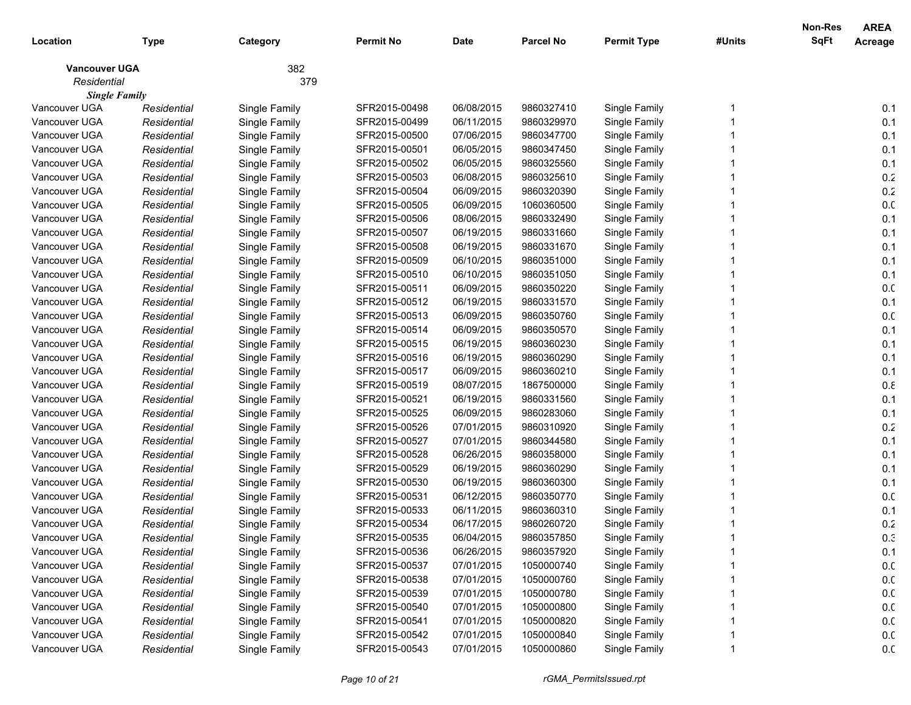| Location | Type | Category | Permit No | Date | Parcel No | Permit Type | #Units | Non-Res SqFt | AREA Acreage |
|---|---|---|---|---|---|---|---|---|---|
| **Vancouver UGA** | | 382 | | | | | | | |
| *Residential* | | 379 | | | | | | | |
| ***Single Family*** | | | | | | | | | |
| Vancouver UGA | *Residential* | Single Family | SFR2015-00498 | 06/08/2015 | 9860327410 | Single Family | 1 | | 0.1 |
| Vancouver UGA | *Residential* | Single Family | SFR2015-00499 | 06/11/2015 | 9860329970 | Single Family | 1 | | 0.1 |
| Vancouver UGA | *Residential* | Single Family | SFR2015-00500 | 07/06/2015 | 9860347700 | Single Family | 1 | | 0.1 |
| Vancouver UGA | *Residential* | Single Family | SFR2015-00501 | 06/05/2015 | 9860347450 | Single Family | 1 | | 0.1 |
| Vancouver UGA | *Residential* | Single Family | SFR2015-00502 | 06/05/2015 | 9860325560 | Single Family | 1 | | 0.1 |
| Vancouver UGA | *Residential* | Single Family | SFR2015-00503 | 06/08/2015 | 9860325610 | Single Family | 1 | | 0.2 |
| Vancouver UGA | *Residential* | Single Family | SFR2015-00504 | 06/09/2015 | 9860320390 | Single Family | 1 | | 0.2 |
| Vancouver UGA | *Residential* | Single Family | SFR2015-00505 | 06/09/2015 | 1060360500 | Single Family | 1 | | 0.0 |
| Vancouver UGA | *Residential* | Single Family | SFR2015-00506 | 08/06/2015 | 9860332490 | Single Family | 1 | | 0.1 |
| Vancouver UGA | *Residential* | Single Family | SFR2015-00507 | 06/19/2015 | 9860331660 | Single Family | 1 | | 0.1 |
| Vancouver UGA | *Residential* | Single Family | SFR2015-00508 | 06/19/2015 | 9860331670 | Single Family | 1 | | 0.1 |
| Vancouver UGA | *Residential* | Single Family | SFR2015-00509 | 06/10/2015 | 9860351000 | Single Family | 1 | | 0.1 |
| Vancouver UGA | *Residential* | Single Family | SFR2015-00510 | 06/10/2015 | 9860351050 | Single Family | 1 | | 0.1 |
| Vancouver UGA | *Residential* | Single Family | SFR2015-00511 | 06/09/2015 | 9860350220 | Single Family | 1 | | 0.0 |
| Vancouver UGA | *Residential* | Single Family | SFR2015-00512 | 06/19/2015 | 9860331570 | Single Family | 1 | | 0.1 |
| Vancouver UGA | *Residential* | Single Family | SFR2015-00513 | 06/09/2015 | 9860350760 | Single Family | 1 | | 0.0 |
| Vancouver UGA | *Residential* | Single Family | SFR2015-00514 | 06/09/2015 | 9860350570 | Single Family | 1 | | 0.1 |
| Vancouver UGA | *Residential* | Single Family | SFR2015-00515 | 06/19/2015 | 9860360230 | Single Family | 1 | | 0.1 |
| Vancouver UGA | *Residential* | Single Family | SFR2015-00516 | 06/19/2015 | 9860360290 | Single Family | 1 | | 0.1 |
| Vancouver UGA | *Residential* | Single Family | SFR2015-00517 | 06/09/2015 | 9860360210 | Single Family | 1 | | 0.1 |
| Vancouver UGA | *Residential* | Single Family | SFR2015-00519 | 08/07/2015 | 1867500000 | Single Family | 1 | | 0.8 |
| Vancouver UGA | *Residential* | Single Family | SFR2015-00521 | 06/19/2015 | 9860331560 | Single Family | 1 | | 0.1 |
| Vancouver UGA | *Residential* | Single Family | SFR2015-00525 | 06/09/2015 | 9860283060 | Single Family | 1 | | 0.1 |
| Vancouver UGA | *Residential* | Single Family | SFR2015-00526 | 07/01/2015 | 9860310920 | Single Family | 1 | | 0.2 |
| Vancouver UGA | *Residential* | Single Family | SFR2015-00527 | 07/01/2015 | 9860344580 | Single Family | 1 | | 0.1 |
| Vancouver UGA | *Residential* | Single Family | SFR2015-00528 | 06/26/2015 | 9860358000 | Single Family | 1 | | 0.1 |
| Vancouver UGA | *Residential* | Single Family | SFR2015-00529 | 06/19/2015 | 9860360290 | Single Family | 1 | | 0.1 |
| Vancouver UGA | *Residential* | Single Family | SFR2015-00530 | 06/19/2015 | 9860360300 | Single Family | 1 | | 0.1 |
| Vancouver UGA | *Residential* | Single Family | SFR2015-00531 | 06/12/2015 | 9860350770 | Single Family | 1 | | 0.0 |
| Vancouver UGA | *Residential* | Single Family | SFR2015-00533 | 06/11/2015 | 9860360310 | Single Family | 1 | | 0.1 |
| Vancouver UGA | *Residential* | Single Family | SFR2015-00534 | 06/17/2015 | 9860260720 | Single Family | 1 | | 0.2 |
| Vancouver UGA | *Residential* | Single Family | SFR2015-00535 | 06/04/2015 | 9860357850 | Single Family | 1 | | 0.3 |
| Vancouver UGA | *Residential* | Single Family | SFR2015-00536 | 06/26/2015 | 9860357920 | Single Family | 1 | | 0.1 |
| Vancouver UGA | *Residential* | Single Family | SFR2015-00537 | 07/01/2015 | 1050000740 | Single Family | 1 | | 0.0 |
| Vancouver UGA | *Residential* | Single Family | SFR2015-00538 | 07/01/2015 | 1050000760 | Single Family | 1 | | 0.0 |
| Vancouver UGA | *Residential* | Single Family | SFR2015-00539 | 07/01/2015 | 1050000780 | Single Family | 1 | | 0.0 |
| Vancouver UGA | *Residential* | Single Family | SFR2015-00540 | 07/01/2015 | 1050000800 | Single Family | 1 | | 0.0 |
| Vancouver UGA | *Residential* | Single Family | SFR2015-00541 | 07/01/2015 | 1050000820 | Single Family | 1 | | 0.0 |
| Vancouver UGA | *Residential* | Single Family | SFR2015-00542 | 07/01/2015 | 1050000840 | Single Family | 1 | | 0.0 |
| Vancouver UGA | *Residential* | Single Family | SFR2015-00543 | 07/01/2015 | 1050000860 | Single Family | 1 | | 0.0 |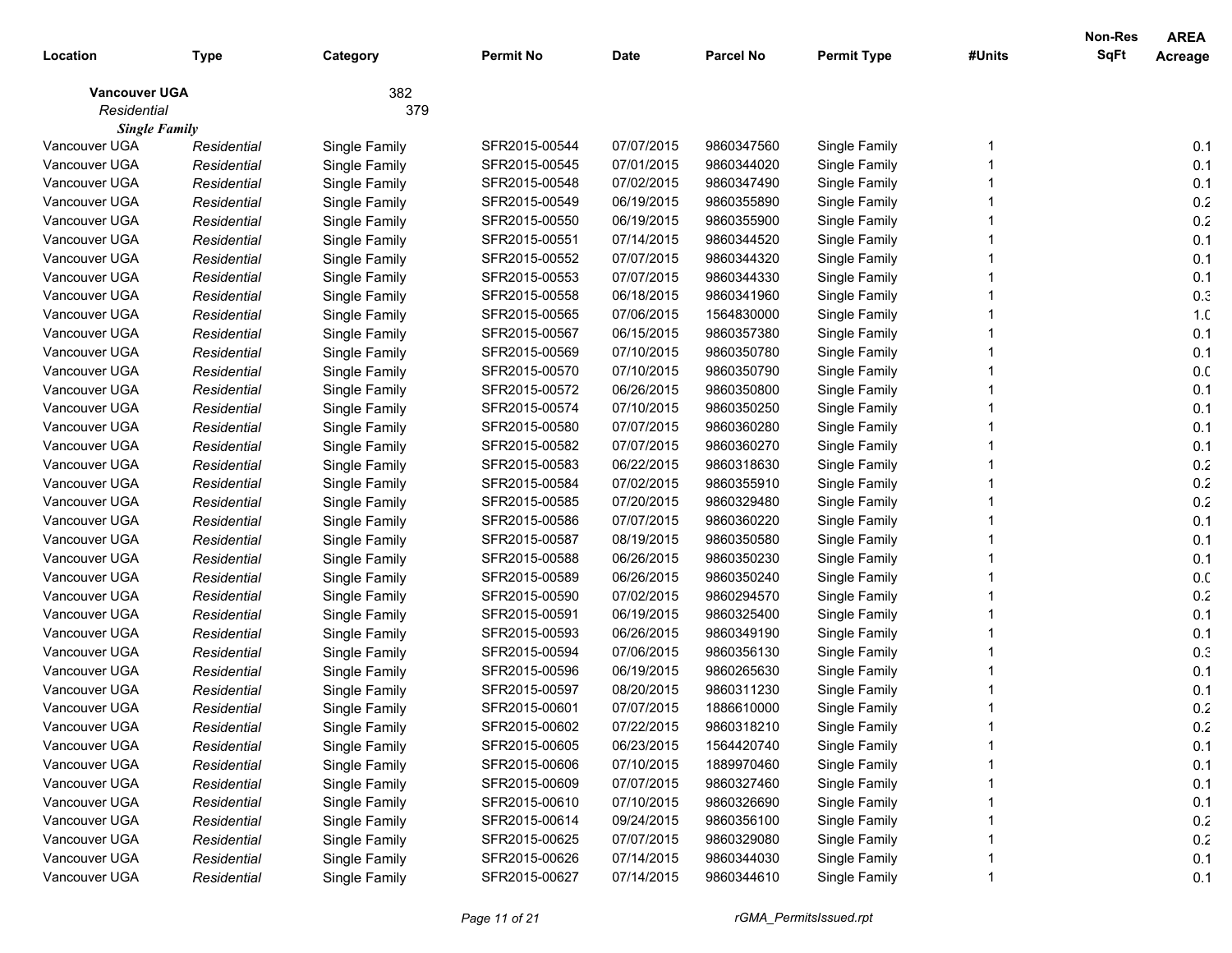| Location | Type | Category | Permit No | Date | Parcel No | Permit Type | #Units | Non-Res SqFt | AREA Acreage |
|---|---|---|---|---|---|---|---|---|---|
| **Vancouver UGA** | | 382 | | | | | | | |
| *Residential* | | 379 | | | | | | | |
| ***Single Family*** | | | | | | | | | |
| Vancouver UGA | *Residential* | Single Family | SFR2015-00544 | 07/07/2015 | 9860347560 | Single Family | 1 | | 0.1 |
| Vancouver UGA | *Residential* | Single Family | SFR2015-00545 | 07/01/2015 | 9860344020 | Single Family | 1 | | 0.1 |
| Vancouver UGA | *Residential* | Single Family | SFR2015-00548 | 07/02/2015 | 9860347490 | Single Family | 1 | | 0.1 |
| Vancouver UGA | *Residential* | Single Family | SFR2015-00549 | 06/19/2015 | 9860355890 | Single Family | 1 | | 0.2 |
| Vancouver UGA | *Residential* | Single Family | SFR2015-00550 | 06/19/2015 | 9860355900 | Single Family | 1 | | 0.2 |
| Vancouver UGA | *Residential* | Single Family | SFR2015-00551 | 07/14/2015 | 9860344520 | Single Family | 1 | | 0.1 |
| Vancouver UGA | *Residential* | Single Family | SFR2015-00552 | 07/07/2015 | 9860344320 | Single Family | 1 | | 0.1 |
| Vancouver UGA | *Residential* | Single Family | SFR2015-00553 | 07/07/2015 | 9860344330 | Single Family | 1 | | 0.1 |
| Vancouver UGA | *Residential* | Single Family | SFR2015-00558 | 06/18/2015 | 9860341960 | Single Family | 1 | | 0.3 |
| Vancouver UGA | *Residential* | Single Family | SFR2015-00565 | 07/06/2015 | 1564830000 | Single Family | 1 | | 1.0 |
| Vancouver UGA | *Residential* | Single Family | SFR2015-00567 | 06/15/2015 | 9860357380 | Single Family | 1 | | 0.1 |
| Vancouver UGA | *Residential* | Single Family | SFR2015-00569 | 07/10/2015 | 9860350780 | Single Family | 1 | | 0.1 |
| Vancouver UGA | *Residential* | Single Family | SFR2015-00570 | 07/10/2015 | 9860350790 | Single Family | 1 | | 0.0 |
| Vancouver UGA | *Residential* | Single Family | SFR2015-00572 | 06/26/2015 | 9860350800 | Single Family | 1 | | 0.1 |
| Vancouver UGA | *Residential* | Single Family | SFR2015-00574 | 07/10/2015 | 9860350250 | Single Family | 1 | | 0.1 |
| Vancouver UGA | *Residential* | Single Family | SFR2015-00580 | 07/07/2015 | 9860360280 | Single Family | 1 | | 0.1 |
| Vancouver UGA | *Residential* | Single Family | SFR2015-00582 | 07/07/2015 | 9860360270 | Single Family | 1 | | 0.1 |
| Vancouver UGA | *Residential* | Single Family | SFR2015-00583 | 06/22/2015 | 9860318630 | Single Family | 1 | | 0.2 |
| Vancouver UGA | *Residential* | Single Family | SFR2015-00584 | 07/02/2015 | 9860355910 | Single Family | 1 | | 0.2 |
| Vancouver UGA | *Residential* | Single Family | SFR2015-00585 | 07/20/2015 | 9860329480 | Single Family | 1 | | 0.2 |
| Vancouver UGA | *Residential* | Single Family | SFR2015-00586 | 07/07/2015 | 9860360220 | Single Family | 1 | | 0.1 |
| Vancouver UGA | *Residential* | Single Family | SFR2015-00587 | 08/19/2015 | 9860350580 | Single Family | 1 | | 0.1 |
| Vancouver UGA | *Residential* | Single Family | SFR2015-00588 | 06/26/2015 | 9860350230 | Single Family | 1 | | 0.1 |
| Vancouver UGA | *Residential* | Single Family | SFR2015-00589 | 06/26/2015 | 9860350240 | Single Family | 1 | | 0.0 |
| Vancouver UGA | *Residential* | Single Family | SFR2015-00590 | 07/02/2015 | 9860294570 | Single Family | 1 | | 0.2 |
| Vancouver UGA | *Residential* | Single Family | SFR2015-00591 | 06/19/2015 | 9860325400 | Single Family | 1 | | 0.1 |
| Vancouver UGA | *Residential* | Single Family | SFR2015-00593 | 06/26/2015 | 9860349190 | Single Family | 1 | | 0.1 |
| Vancouver UGA | *Residential* | Single Family | SFR2015-00594 | 07/06/2015 | 9860356130 | Single Family | 1 | | 0.3 |
| Vancouver UGA | *Residential* | Single Family | SFR2015-00596 | 06/19/2015 | 9860265630 | Single Family | 1 | | 0.1 |
| Vancouver UGA | *Residential* | Single Family | SFR2015-00597 | 08/20/2015 | 9860311230 | Single Family | 1 | | 0.1 |
| Vancouver UGA | *Residential* | Single Family | SFR2015-00601 | 07/07/2015 | 1886610000 | Single Family | 1 | | 0.2 |
| Vancouver UGA | *Residential* | Single Family | SFR2015-00602 | 07/22/2015 | 9860318210 | Single Family | 1 | | 0.2 |
| Vancouver UGA | *Residential* | Single Family | SFR2015-00605 | 06/23/2015 | 1564420740 | Single Family | 1 | | 0.1 |
| Vancouver UGA | *Residential* | Single Family | SFR2015-00606 | 07/10/2015 | 1889970460 | Single Family | 1 | | 0.1 |
| Vancouver UGA | *Residential* | Single Family | SFR2015-00609 | 07/07/2015 | 9860327460 | Single Family | 1 | | 0.1 |
| Vancouver UGA | *Residential* | Single Family | SFR2015-00610 | 07/10/2015 | 9860326690 | Single Family | 1 | | 0.1 |
| Vancouver UGA | *Residential* | Single Family | SFR2015-00614 | 09/24/2015 | 9860356100 | Single Family | 1 | | 0.2 |
| Vancouver UGA | *Residential* | Single Family | SFR2015-00625 | 07/07/2015 | 9860329080 | Single Family | 1 | | 0.2 |
| Vancouver UGA | *Residential* | Single Family | SFR2015-00626 | 07/14/2015 | 9860344030 | Single Family | 1 | | 0.1 |
| Vancouver UGA | *Residential* | Single Family | SFR2015-00627 | 07/14/2015 | 9860344610 | Single Family | 1 | | 0.1 |

rGMA_PermitsIssued.rpt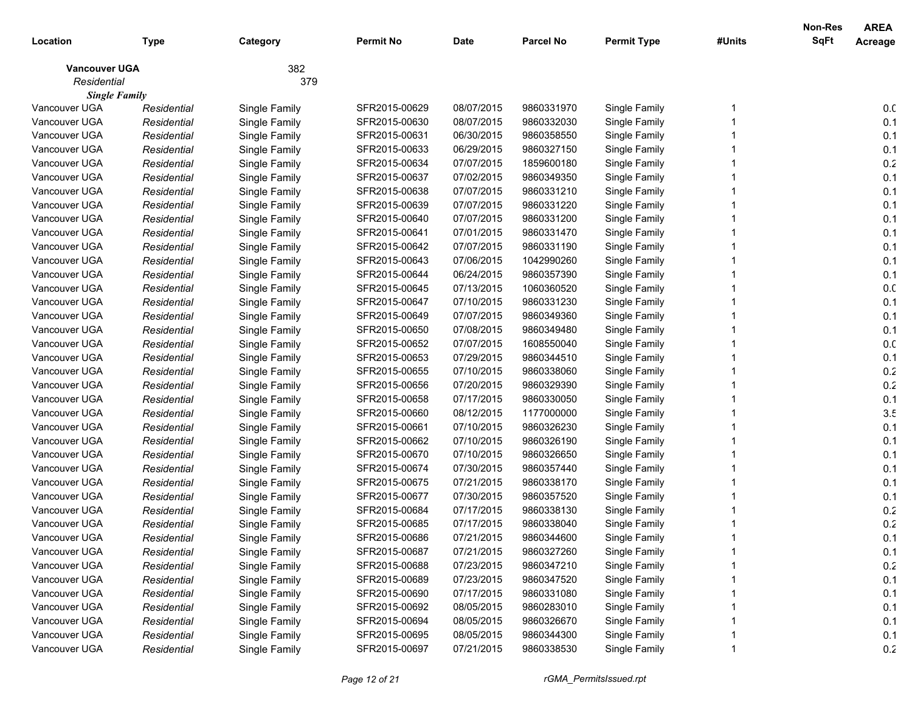| Location | Type | Category | Permit No | Date | Parcel No | Permit Type | #Units | Non-Res SqFt | AREA Acreage |
|---|---|---|---|---|---|---|---|---|---|
| **Vancouver UGA** | | 382 | | | | | | | |
| *Residential* | | 379 | | | | | | | |
| ***Single Family*** | | | | | | | | | |
| Vancouver UGA | *Residential* | Single Family | SFR2015-00629 | 08/07/2015 | 9860331970 | Single Family | 1 | | 0.0 |
| Vancouver UGA | *Residential* | Single Family | SFR2015-00630 | 08/07/2015 | 9860332030 | Single Family | 1 | | 0.1 |
| Vancouver UGA | *Residential* | Single Family | SFR2015-00631 | 06/30/2015 | 9860358550 | Single Family | 1 | | 0.1 |
| Vancouver UGA | *Residential* | Single Family | SFR2015-00633 | 06/29/2015 | 9860327150 | Single Family | 1 | | 0.1 |
| Vancouver UGA | *Residential* | Single Family | SFR2015-00634 | 07/07/2015 | 1859600180 | Single Family | 1 | | 0.2 |
| Vancouver UGA | *Residential* | Single Family | SFR2015-00637 | 07/02/2015 | 9860349350 | Single Family | 1 | | 0.1 |
| Vancouver UGA | *Residential* | Single Family | SFR2015-00638 | 07/07/2015 | 9860331210 | Single Family | 1 | | 0.1 |
| Vancouver UGA | *Residential* | Single Family | SFR2015-00639 | 07/07/2015 | 9860331220 | Single Family | 1 | | 0.1 |
| Vancouver UGA | *Residential* | Single Family | SFR2015-00640 | 07/07/2015 | 9860331200 | Single Family | 1 | | 0.1 |
| Vancouver UGA | *Residential* | Single Family | SFR2015-00641 | 07/01/2015 | 9860331470 | Single Family | 1 | | 0.1 |
| Vancouver UGA | *Residential* | Single Family | SFR2015-00642 | 07/07/2015 | 9860331190 | Single Family | 1 | | 0.1 |
| Vancouver UGA | *Residential* | Single Family | SFR2015-00643 | 07/06/2015 | 1042990260 | Single Family | 1 | | 0.1 |
| Vancouver UGA | *Residential* | Single Family | SFR2015-00644 | 06/24/2015 | 9860357390 | Single Family | 1 | | 0.1 |
| Vancouver UGA | *Residential* | Single Family | SFR2015-00645 | 07/13/2015 | 1060360520 | Single Family | 1 | | 0.0 |
| Vancouver UGA | *Residential* | Single Family | SFR2015-00647 | 07/10/2015 | 9860331230 | Single Family | 1 | | 0.1 |
| Vancouver UGA | *Residential* | Single Family | SFR2015-00649 | 07/07/2015 | 9860349360 | Single Family | 1 | | 0.1 |
| Vancouver UGA | *Residential* | Single Family | SFR2015-00650 | 07/08/2015 | 9860349480 | Single Family | 1 | | 0.1 |
| Vancouver UGA | *Residential* | Single Family | SFR2015-00652 | 07/07/2015 | 1608550040 | Single Family | 1 | | 0.0 |
| Vancouver UGA | *Residential* | Single Family | SFR2015-00653 | 07/29/2015 | 9860344510 | Single Family | 1 | | 0.1 |
| Vancouver UGA | *Residential* | Single Family | SFR2015-00655 | 07/10/2015 | 9860338060 | Single Family | 1 | | 0.2 |
| Vancouver UGA | *Residential* | Single Family | SFR2015-00656 | 07/20/2015 | 9860329390 | Single Family | 1 | | 0.2 |
| Vancouver UGA | *Residential* | Single Family | SFR2015-00658 | 07/17/2015 | 9860330050 | Single Family | 1 | | 0.1 |
| Vancouver UGA | *Residential* | Single Family | SFR2015-00660 | 08/12/2015 | 1177000000 | Single Family | 1 | | 3.5 |
| Vancouver UGA | *Residential* | Single Family | SFR2015-00661 | 07/10/2015 | 9860326230 | Single Family | 1 | | 0.1 |
| Vancouver UGA | *Residential* | Single Family | SFR2015-00662 | 07/10/2015 | 9860326190 | Single Family | 1 | | 0.1 |
| Vancouver UGA | *Residential* | Single Family | SFR2015-00670 | 07/10/2015 | 9860326650 | Single Family | 1 | | 0.1 |
| Vancouver UGA | *Residential* | Single Family | SFR2015-00674 | 07/30/2015 | 9860357440 | Single Family | 1 | | 0.1 |
| Vancouver UGA | *Residential* | Single Family | SFR2015-00675 | 07/21/2015 | 9860338170 | Single Family | 1 | | 0.1 |
| Vancouver UGA | *Residential* | Single Family | SFR2015-00677 | 07/30/2015 | 9860357520 | Single Family | 1 | | 0.1 |
| Vancouver UGA | *Residential* | Single Family | SFR2015-00684 | 07/17/2015 | 9860338130 | Single Family | 1 | | 0.2 |
| Vancouver UGA | *Residential* | Single Family | SFR2015-00685 | 07/17/2015 | 9860338040 | Single Family | 1 | | 0.2 |
| Vancouver UGA | *Residential* | Single Family | SFR2015-00686 | 07/21/2015 | 9860344600 | Single Family | 1 | | 0.1 |
| Vancouver UGA | *Residential* | Single Family | SFR2015-00687 | 07/21/2015 | 9860327260 | Single Family | 1 | | 0.1 |
| Vancouver UGA | *Residential* | Single Family | SFR2015-00688 | 07/23/2015 | 9860347210 | Single Family | 1 | | 0.2 |
| Vancouver UGA | *Residential* | Single Family | SFR2015-00689 | 07/23/2015 | 9860347520 | Single Family | 1 | | 0.1 |
| Vancouver UGA | *Residential* | Single Family | SFR2015-00690 | 07/17/2015 | 9860331080 | Single Family | 1 | | 0.1 |
| Vancouver UGA | *Residential* | Single Family | SFR2015-00692 | 08/05/2015 | 9860283010 | Single Family | 1 | | 0.1 |
| Vancouver UGA | *Residential* | Single Family | SFR2015-00694 | 08/05/2015 | 9860326670 | Single Family | 1 | | 0.1 |
| Vancouver UGA | *Residential* | Single Family | SFR2015-00695 | 08/05/2015 | 9860344300 | Single Family | 1 | | 0.1 |
| Vancouver UGA | *Residential* | Single Family | SFR2015-00697 | 07/21/2015 | 9860338530 | Single Family | 1 | | 0.2 |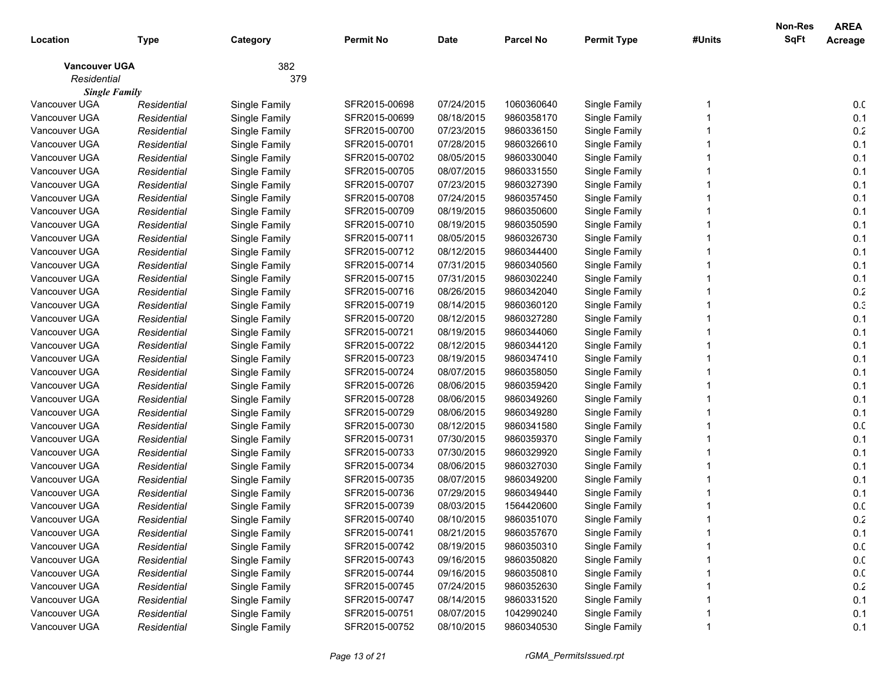| Location | Type | Category | Permit No | Date | Parcel No | Permit Type | #Units | Non-Res SqFt | AREA Acreage |
|---|---|---|---|---|---|---|---|---|---|
| **Vancouver UGA** | | 382 | | | | | | | |
| *Residential* | | 379 | | | | | | | |
| ***Single Family*** | | | | | | | | | |
| Vancouver UGA | *Residential* | Single Family | SFR2015-00698 | 07/24/2015 | 1060360640 | Single Family | 1 | | 0.0 |
| Vancouver UGA | *Residential* | Single Family | SFR2015-00699 | 08/18/2015 | 9860358170 | Single Family | 1 | | 0.1 |
| Vancouver UGA | *Residential* | Single Family | SFR2015-00700 | 07/23/2015 | 9860336150 | Single Family | 1 | | 0.2 |
| Vancouver UGA | *Residential* | Single Family | SFR2015-00701 | 07/28/2015 | 9860326610 | Single Family | 1 | | 0.1 |
| Vancouver UGA | *Residential* | Single Family | SFR2015-00702 | 08/05/2015 | 9860330040 | Single Family | 1 | | 0.1 |
| Vancouver UGA | *Residential* | Single Family | SFR2015-00705 | 08/07/2015 | 9860331550 | Single Family | 1 | | 0.1 |
| Vancouver UGA | *Residential* | Single Family | SFR2015-00707 | 07/23/2015 | 9860327390 | Single Family | 1 | | 0.1 |
| Vancouver UGA | *Residential* | Single Family | SFR2015-00708 | 07/24/2015 | 9860357450 | Single Family | 1 | | 0.1 |
| Vancouver UGA | *Residential* | Single Family | SFR2015-00709 | 08/19/2015 | 9860350600 | Single Family | 1 | | 0.1 |
| Vancouver UGA | *Residential* | Single Family | SFR2015-00710 | 08/19/2015 | 9860350590 | Single Family | 1 | | 0.1 |
| Vancouver UGA | *Residential* | Single Family | SFR2015-00711 | 08/05/2015 | 9860326730 | Single Family | 1 | | 0.1 |
| Vancouver UGA | *Residential* | Single Family | SFR2015-00712 | 08/12/2015 | 9860344400 | Single Family | 1 | | 0.1 |
| Vancouver UGA | *Residential* | Single Family | SFR2015-00714 | 07/31/2015 | 9860340560 | Single Family | 1 | | 0.1 |
| Vancouver UGA | *Residential* | Single Family | SFR2015-00715 | 07/31/2015 | 9860302240 | Single Family | 1 | | 0.1 |
| Vancouver UGA | *Residential* | Single Family | SFR2015-00716 | 08/26/2015 | 9860342040 | Single Family | 1 | | 0.2 |
| Vancouver UGA | *Residential* | Single Family | SFR2015-00719 | 08/14/2015 | 9860360120 | Single Family | 1 | | 0.3 |
| Vancouver UGA | *Residential* | Single Family | SFR2015-00720 | 08/12/2015 | 9860327280 | Single Family | 1 | | 0.1 |
| Vancouver UGA | *Residential* | Single Family | SFR2015-00721 | 08/19/2015 | 9860344060 | Single Family | 1 | | 0.1 |
| Vancouver UGA | *Residential* | Single Family | SFR2015-00722 | 08/12/2015 | 9860344120 | Single Family | 1 | | 0.1 |
| Vancouver UGA | *Residential* | Single Family | SFR2015-00723 | 08/19/2015 | 9860347410 | Single Family | 1 | | 0.1 |
| Vancouver UGA | *Residential* | Single Family | SFR2015-00724 | 08/07/2015 | 9860358050 | Single Family | 1 | | 0.1 |
| Vancouver UGA | *Residential* | Single Family | SFR2015-00726 | 08/06/2015 | 9860359420 | Single Family | 1 | | 0.1 |
| Vancouver UGA | *Residential* | Single Family | SFR2015-00728 | 08/06/2015 | 9860349260 | Single Family | 1 | | 0.1 |
| Vancouver UGA | *Residential* | Single Family | SFR2015-00729 | 08/06/2015 | 9860349280 | Single Family | 1 | | 0.1 |
| Vancouver UGA | *Residential* | Single Family | SFR2015-00730 | 08/12/2015 | 9860341580 | Single Family | 1 | | 0.0 |
| Vancouver UGA | *Residential* | Single Family | SFR2015-00731 | 07/30/2015 | 9860359370 | Single Family | 1 | | 0.1 |
| Vancouver UGA | *Residential* | Single Family | SFR2015-00733 | 07/30/2015 | 9860329920 | Single Family | 1 | | 0.1 |
| Vancouver UGA | *Residential* | Single Family | SFR2015-00734 | 08/06/2015 | 9860327030 | Single Family | 1 | | 0.1 |
| Vancouver UGA | *Residential* | Single Family | SFR2015-00735 | 08/07/2015 | 9860349200 | Single Family | 1 | | 0.1 |
| Vancouver UGA | *Residential* | Single Family | SFR2015-00736 | 07/29/2015 | 9860349440 | Single Family | 1 | | 0.1 |
| Vancouver UGA | *Residential* | Single Family | SFR2015-00739 | 08/03/2015 | 1564420600 | Single Family | 1 | | 0.0 |
| Vancouver UGA | *Residential* | Single Family | SFR2015-00740 | 08/10/2015 | 9860351070 | Single Family | 1 | | 0.2 |
| Vancouver UGA | *Residential* | Single Family | SFR2015-00741 | 08/21/2015 | 9860357670 | Single Family | 1 | | 0.1 |
| Vancouver UGA | *Residential* | Single Family | SFR2015-00742 | 08/19/2015 | 9860350310 | Single Family | 1 | | 0.0 |
| Vancouver UGA | *Residential* | Single Family | SFR2015-00743 | 09/16/2015 | 9860350820 | Single Family | 1 | | 0.0 |
| Vancouver UGA | *Residential* | Single Family | SFR2015-00744 | 09/16/2015 | 9860350810 | Single Family | 1 | | 0.0 |
| Vancouver UGA | *Residential* | Single Family | SFR2015-00745 | 07/24/2015 | 9860352630 | Single Family | 1 | | 0.2 |
| Vancouver UGA | *Residential* | Single Family | SFR2015-00747 | 08/14/2015 | 9860331520 | Single Family | 1 | | 0.1 |
| Vancouver UGA | *Residential* | Single Family | SFR2015-00751 | 08/07/2015 | 1042990240 | Single Family | 1 | | 0.1 |
| Vancouver UGA | *Residential* | Single Family | SFR2015-00752 | 08/10/2015 | 9860340530 | Single Family | 1 | | 0.1 |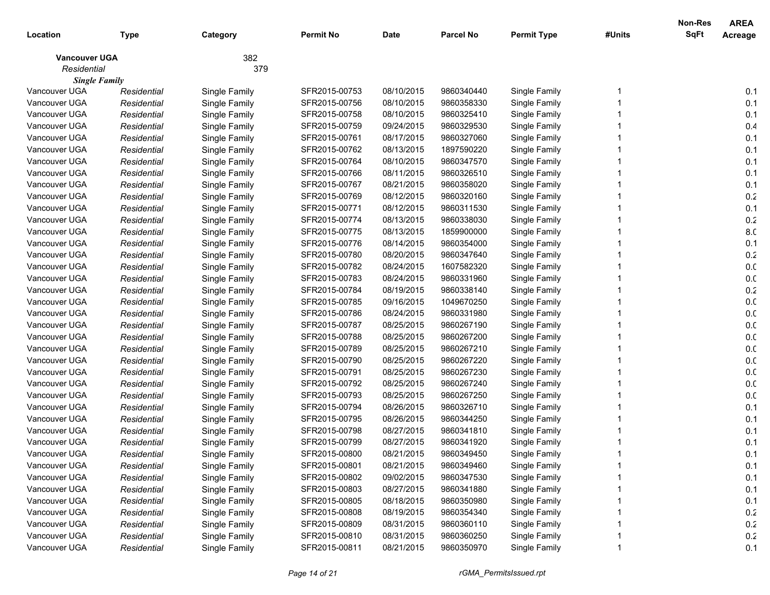| Location | Type | Category | Permit No | Date | Parcel No | Permit Type | #Units | Non-Res SqFt | AREA Acreage |
|---|---|---|---|---|---|---|---|---|---|
| **Vancouver UGA** | | 382 | | | | | | | |
| *Residential* | | 379 | | | | | | | |
| ***Single Family*** | | | | | | | | | |
| Vancouver UGA | *Residential* | Single Family | SFR2015-00753 | 08/10/2015 | 9860340440 | Single Family | 1 | | 0.1 |
| Vancouver UGA | *Residential* | Single Family | SFR2015-00756 | 08/10/2015 | 9860358330 | Single Family | 1 | | 0.1 |
| Vancouver UGA | *Residential* | Single Family | SFR2015-00758 | 08/10/2015 | 9860325410 | Single Family | 1 | | 0.1 |
| Vancouver UGA | *Residential* | Single Family | SFR2015-00759 | 09/24/2015 | 9860329530 | Single Family | 1 | | 0.4 |
| Vancouver UGA | *Residential* | Single Family | SFR2015-00761 | 08/17/2015 | 9860327060 | Single Family | 1 | | 0.1 |
| Vancouver UGA | *Residential* | Single Family | SFR2015-00762 | 08/13/2015 | 1897590220 | Single Family | 1 | | 0.1 |
| Vancouver UGA | *Residential* | Single Family | SFR2015-00764 | 08/10/2015 | 9860347570 | Single Family | 1 | | 0.1 |
| Vancouver UGA | *Residential* | Single Family | SFR2015-00766 | 08/11/2015 | 9860326510 | Single Family | 1 | | 0.1 |
| Vancouver UGA | *Residential* | Single Family | SFR2015-00767 | 08/21/2015 | 9860358020 | Single Family | 1 | | 0.1 |
| Vancouver UGA | *Residential* | Single Family | SFR2015-00769 | 08/12/2015 | 9860320160 | Single Family | 1 | | 0.2 |
| Vancouver UGA | *Residential* | Single Family | SFR2015-00771 | 08/12/2015 | 9860311530 | Single Family | 1 | | 0.1 |
| Vancouver UGA | *Residential* | Single Family | SFR2015-00774 | 08/13/2015 | 9860338030 | Single Family | 1 | | 0.2 |
| Vancouver UGA | *Residential* | Single Family | SFR2015-00775 | 08/13/2015 | 1859900000 | Single Family | 1 | | 8.0 |
| Vancouver UGA | *Residential* | Single Family | SFR2015-00776 | 08/14/2015 | 9860354000 | Single Family | 1 | | 0.1 |
| Vancouver UGA | *Residential* | Single Family | SFR2015-00780 | 08/20/2015 | 9860347640 | Single Family | 1 | | 0.2 |
| Vancouver UGA | *Residential* | Single Family | SFR2015-00782 | 08/24/2015 | 1607582320 | Single Family | 1 | | 0.0 |
| Vancouver UGA | *Residential* | Single Family | SFR2015-00783 | 08/24/2015 | 9860331960 | Single Family | 1 | | 0.0 |
| Vancouver UGA | *Residential* | Single Family | SFR2015-00784 | 08/19/2015 | 9860338140 | Single Family | 1 | | 0.2 |
| Vancouver UGA | *Residential* | Single Family | SFR2015-00785 | 09/16/2015 | 1049670250 | Single Family | 1 | | 0.0 |
| Vancouver UGA | *Residential* | Single Family | SFR2015-00786 | 08/24/2015 | 9860331980 | Single Family | 1 | | 0.0 |
| Vancouver UGA | *Residential* | Single Family | SFR2015-00787 | 08/25/2015 | 9860267190 | Single Family | 1 | | 0.0 |
| Vancouver UGA | *Residential* | Single Family | SFR2015-00788 | 08/25/2015 | 9860267200 | Single Family | 1 | | 0.0 |
| Vancouver UGA | *Residential* | Single Family | SFR2015-00789 | 08/25/2015 | 9860267210 | Single Family | 1 | | 0.0 |
| Vancouver UGA | *Residential* | Single Family | SFR2015-00790 | 08/25/2015 | 9860267220 | Single Family | 1 | | 0.0 |
| Vancouver UGA | *Residential* | Single Family | SFR2015-00791 | 08/25/2015 | 9860267230 | Single Family | 1 | | 0.0 |
| Vancouver UGA | *Residential* | Single Family | SFR2015-00792 | 08/25/2015 | 9860267240 | Single Family | 1 | | 0.0 |
| Vancouver UGA | *Residential* | Single Family | SFR2015-00793 | 08/25/2015 | 9860267250 | Single Family | 1 | | 0.0 |
| Vancouver UGA | *Residential* | Single Family | SFR2015-00794 | 08/26/2015 | 9860326710 | Single Family | 1 | | 0.1 |
| Vancouver UGA | *Residential* | Single Family | SFR2015-00795 | 08/26/2015 | 9860344250 | Single Family | 1 | | 0.1 |
| Vancouver UGA | *Residential* | Single Family | SFR2015-00798 | 08/27/2015 | 9860341810 | Single Family | 1 | | 0.1 |
| Vancouver UGA | *Residential* | Single Family | SFR2015-00799 | 08/27/2015 | 9860341920 | Single Family | 1 | | 0.1 |
| Vancouver UGA | *Residential* | Single Family | SFR2015-00800 | 08/21/2015 | 9860349450 | Single Family | 1 | | 0.1 |
| Vancouver UGA | *Residential* | Single Family | SFR2015-00801 | 08/21/2015 | 9860349460 | Single Family | 1 | | 0.1 |
| Vancouver UGA | *Residential* | Single Family | SFR2015-00802 | 09/02/2015 | 9860347530 | Single Family | 1 | | 0.1 |
| Vancouver UGA | *Residential* | Single Family | SFR2015-00803 | 08/27/2015 | 9860341880 | Single Family | 1 | | 0.1 |
| Vancouver UGA | *Residential* | Single Family | SFR2015-00805 | 08/18/2015 | 9860350980 | Single Family | 1 | | 0.1 |
| Vancouver UGA | *Residential* | Single Family | SFR2015-00808 | 08/19/2015 | 9860354340 | Single Family | 1 | | 0.2 |
| Vancouver UGA | *Residential* | Single Family | SFR2015-00809 | 08/31/2015 | 9860360110 | Single Family | 1 | | 0.2 |
| Vancouver UGA | *Residential* | Single Family | SFR2015-00810 | 08/31/2015 | 9860360250 | Single Family | 1 | | 0.2 |
| Vancouver UGA | *Residential* | Single Family | SFR2015-00811 | 08/21/2015 | 9860350970 | Single Family | 1 | | 0.1 |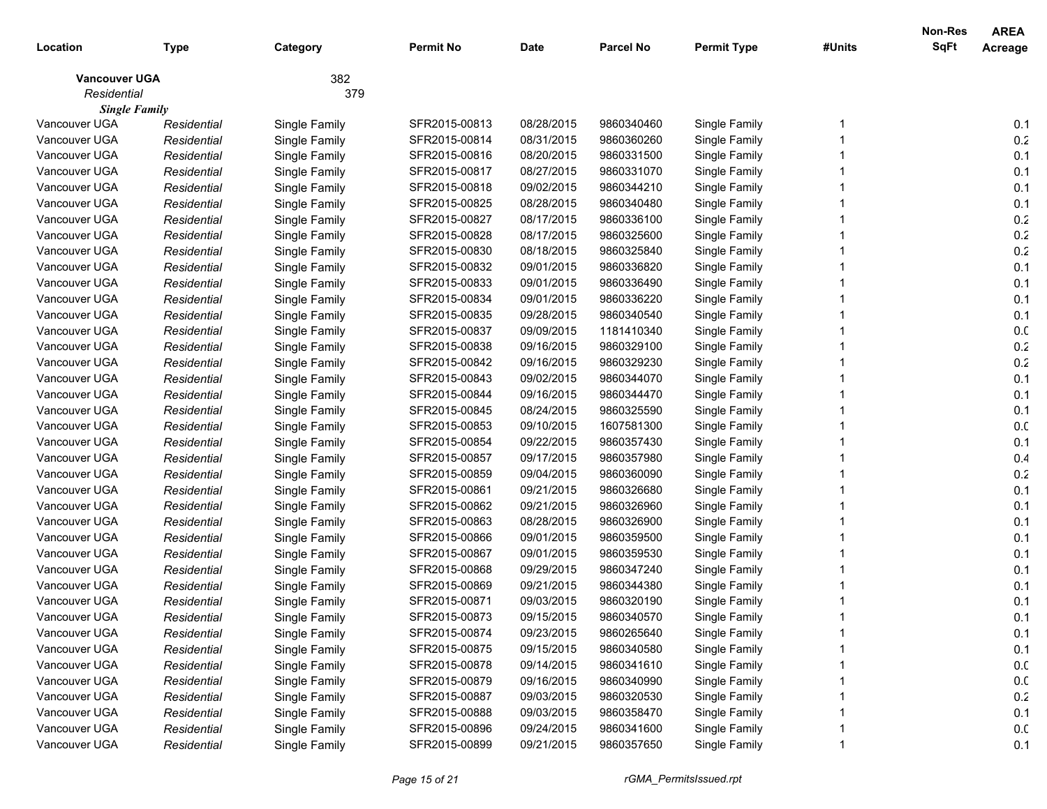| Location | Type | Category | Permit No | Date | Parcel No | Permit Type | #Units | Non-Res SqFt | AREA Acreage |
|---|---|---|---|---|---|---|---|---|---|
| **Vancouver UGA** | | 382 | | | | | | | |
| *Residential* | | 379 | | | | | | | |
| ***Single Family*** | | | | | | | | | |
| Vancouver UGA | *Residential* | Single Family | SFR2015-00813 | 08/28/2015 | 9860340460 | Single Family | 1 | | 0.1 |
| Vancouver UGA | *Residential* | Single Family | SFR2015-00814 | 08/31/2015 | 9860360260 | Single Family | 1 | | 0.2 |
| Vancouver UGA | *Residential* | Single Family | SFR2015-00816 | 08/20/2015 | 9860331500 | Single Family | 1 | | 0.1 |
| Vancouver UGA | *Residential* | Single Family | SFR2015-00817 | 08/27/2015 | 9860331070 | Single Family | 1 | | 0.1 |
| Vancouver UGA | *Residential* | Single Family | SFR2015-00818 | 09/02/2015 | 9860344210 | Single Family | 1 | | 0.1 |
| Vancouver UGA | *Residential* | Single Family | SFR2015-00825 | 08/28/2015 | 9860340480 | Single Family | 1 | | 0.1 |
| Vancouver UGA | *Residential* | Single Family | SFR2015-00827 | 08/17/2015 | 9860336100 | Single Family | 1 | | 0.2 |
| Vancouver UGA | *Residential* | Single Family | SFR2015-00828 | 08/17/2015 | 9860325600 | Single Family | 1 | | 0.2 |
| Vancouver UGA | *Residential* | Single Family | SFR2015-00830 | 08/18/2015 | 9860325840 | Single Family | 1 | | 0.2 |
| Vancouver UGA | *Residential* | Single Family | SFR2015-00832 | 09/01/2015 | 9860336820 | Single Family | 1 | | 0.1 |
| Vancouver UGA | *Residential* | Single Family | SFR2015-00833 | 09/01/2015 | 9860336490 | Single Family | 1 | | 0.1 |
| Vancouver UGA | *Residential* | Single Family | SFR2015-00834 | 09/01/2015 | 9860336220 | Single Family | 1 | | 0.1 |
| Vancouver UGA | *Residential* | Single Family | SFR2015-00835 | 09/28/2015 | 9860340540 | Single Family | 1 | | 0.1 |
| Vancouver UGA | *Residential* | Single Family | SFR2015-00837 | 09/09/2015 | 1181410340 | Single Family | 1 | | 0.0 |
| Vancouver UGA | *Residential* | Single Family | SFR2015-00838 | 09/16/2015 | 9860329100 | Single Family | 1 | | 0.2 |
| Vancouver UGA | *Residential* | Single Family | SFR2015-00842 | 09/16/2015 | 9860329230 | Single Family | 1 | | 0.2 |
| Vancouver UGA | *Residential* | Single Family | SFR2015-00843 | 09/02/2015 | 9860344070 | Single Family | 1 | | 0.1 |
| Vancouver UGA | *Residential* | Single Family | SFR2015-00844 | 09/16/2015 | 9860344470 | Single Family | 1 | | 0.1 |
| Vancouver UGA | *Residential* | Single Family | SFR2015-00845 | 08/24/2015 | 9860325590 | Single Family | 1 | | 0.1 |
| Vancouver UGA | *Residential* | Single Family | SFR2015-00853 | 09/10/2015 | 1607581300 | Single Family | 1 | | 0.0 |
| Vancouver UGA | *Residential* | Single Family | SFR2015-00854 | 09/22/2015 | 9860357430 | Single Family | 1 | | 0.1 |
| Vancouver UGA | *Residential* | Single Family | SFR2015-00857 | 09/17/2015 | 9860357980 | Single Family | 1 | | 0.4 |
| Vancouver UGA | *Residential* | Single Family | SFR2015-00859 | 09/04/2015 | 9860360090 | Single Family | 1 | | 0.2 |
| Vancouver UGA | *Residential* | Single Family | SFR2015-00861 | 09/21/2015 | 9860326680 | Single Family | 1 | | 0.1 |
| Vancouver UGA | *Residential* | Single Family | SFR2015-00862 | 09/21/2015 | 9860326960 | Single Family | 1 | | 0.1 |
| Vancouver UGA | *Residential* | Single Family | SFR2015-00863 | 08/28/2015 | 9860326900 | Single Family | 1 | | 0.1 |
| Vancouver UGA | *Residential* | Single Family | SFR2015-00866 | 09/01/2015 | 9860359500 | Single Family | 1 | | 0.1 |
| Vancouver UGA | *Residential* | Single Family | SFR2015-00867 | 09/01/2015 | 9860359530 | Single Family | 1 | | 0.1 |
| Vancouver UGA | *Residential* | Single Family | SFR2015-00868 | 09/29/2015 | 9860347240 | Single Family | 1 | | 0.1 |
| Vancouver UGA | *Residential* | Single Family | SFR2015-00869 | 09/21/2015 | 9860344380 | Single Family | 1 | | 0.1 |
| Vancouver UGA | *Residential* | Single Family | SFR2015-00871 | 09/03/2015 | 9860320190 | Single Family | 1 | | 0.1 |
| Vancouver UGA | *Residential* | Single Family | SFR2015-00873 | 09/15/2015 | 9860340570 | Single Family | 1 | | 0.1 |
| Vancouver UGA | *Residential* | Single Family | SFR2015-00874 | 09/23/2015 | 9860265640 | Single Family | 1 | | 0.1 |
| Vancouver UGA | *Residential* | Single Family | SFR2015-00875 | 09/15/2015 | 9860340580 | Single Family | 1 | | 0.1 |
| Vancouver UGA | *Residential* | Single Family | SFR2015-00878 | 09/14/2015 | 9860341610 | Single Family | 1 | | 0.0 |
| Vancouver UGA | *Residential* | Single Family | SFR2015-00879 | 09/16/2015 | 9860340990 | Single Family | 1 | | 0.0 |
| Vancouver UGA | *Residential* | Single Family | SFR2015-00887 | 09/03/2015 | 9860320530 | Single Family | 1 | | 0.2 |
| Vancouver UGA | *Residential* | Single Family | SFR2015-00888 | 09/03/2015 | 9860358470 | Single Family | 1 | | 0.1 |
| Vancouver UGA | *Residential* | Single Family | SFR2015-00896 | 09/24/2015 | 9860341600 | Single Family | 1 | | 0.0 |
| Vancouver UGA | *Residential* | Single Family | SFR2015-00899 | 09/21/2015 | 9860357650 | Single Family | 1 | | 0.1 |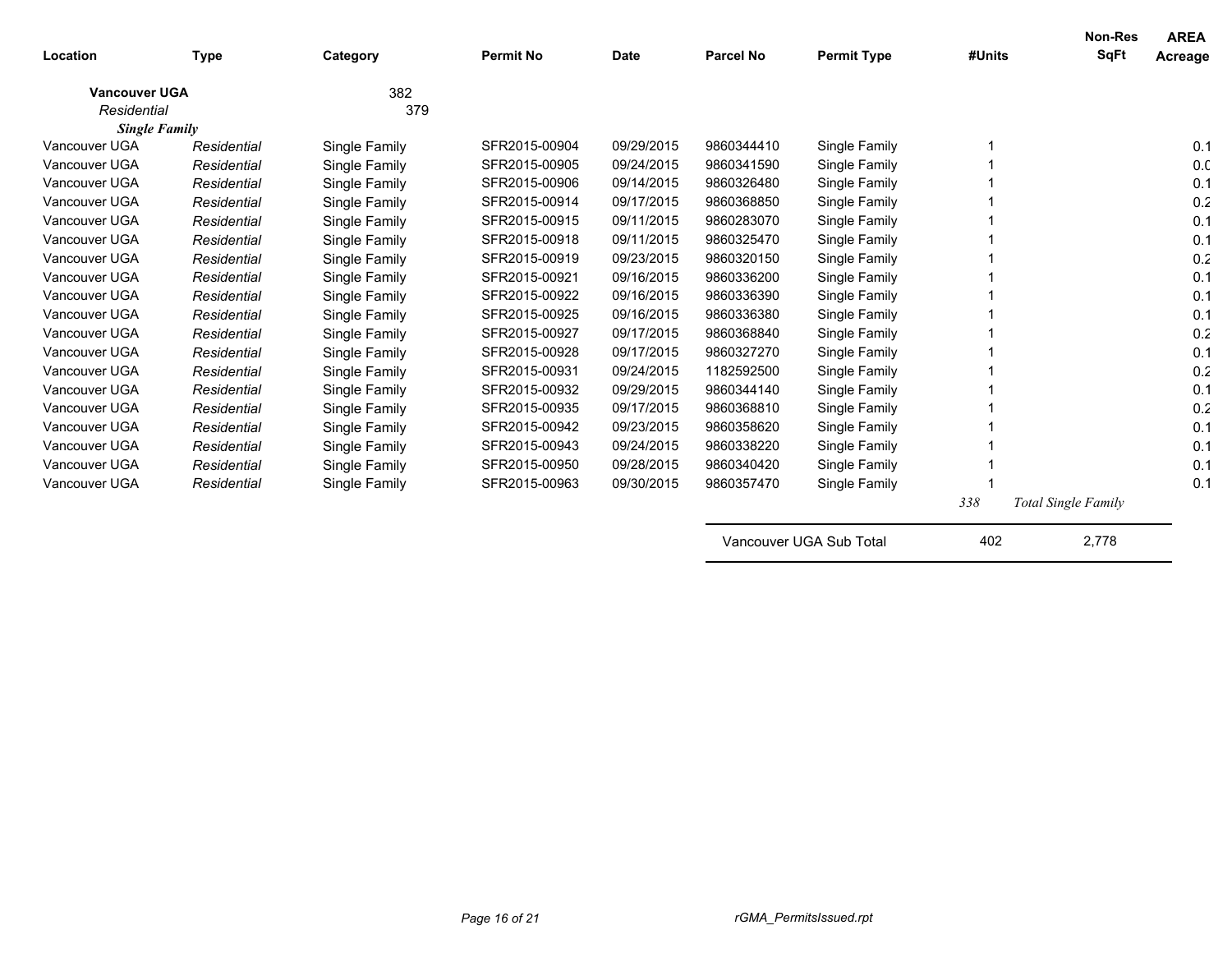| Location | Type | Category | Permit No | Date | Parcel No | Permit Type | #Units | Non-Res SqFt | AREA Acreage |
|---|---|---|---|---|---|---|---|---|---|
| **Vancouver UGA** | | 382 | | | | | | | |
| *Residential* | | 379 | | | | | | | |
| ***Single Family*** | | | | | | | | | |
| Vancouver UGA | *Residential* | Single Family | SFR2015-00904 | 09/29/2015 | 9860344410 | Single Family | 1 | | 0.1 |
| Vancouver UGA | *Residential* | Single Family | SFR2015-00905 | 09/24/2015 | 9860341590 | Single Family | 1 | | 0.0 |
| Vancouver UGA | *Residential* | Single Family | SFR2015-00906 | 09/14/2015 | 9860326480 | Single Family | 1 | | 0.1 |
| Vancouver UGA | *Residential* | Single Family | SFR2015-00914 | 09/17/2015 | 9860368850 | Single Family | 1 | | 0.2 |
| Vancouver UGA | *Residential* | Single Family | SFR2015-00915 | 09/11/2015 | 9860283070 | Single Family | 1 | | 0.1 |
| Vancouver UGA | *Residential* | Single Family | SFR2015-00918 | 09/11/2015 | 9860325470 | Single Family | 1 | | 0.1 |
| Vancouver UGA | *Residential* | Single Family | SFR2015-00919 | 09/23/2015 | 9860320150 | Single Family | 1 | | 0.2 |
| Vancouver UGA | *Residential* | Single Family | SFR2015-00921 | 09/16/2015 | 9860336200 | Single Family | 1 | | 0.1 |
| Vancouver UGA | *Residential* | Single Family | SFR2015-00922 | 09/16/2015 | 9860336390 | Single Family | 1 | | 0.1 |
| Vancouver UGA | *Residential* | Single Family | SFR2015-00925 | 09/16/2015 | 9860336380 | Single Family | 1 | | 0.1 |
| Vancouver UGA | *Residential* | Single Family | SFR2015-00927 | 09/17/2015 | 9860368840 | Single Family | 1 | | 0.2 |
| Vancouver UGA | *Residential* | Single Family | SFR2015-00928 | 09/17/2015 | 9860327270 | Single Family | 1 | | 0.1 |
| Vancouver UGA | *Residential* | Single Family | SFR2015-00931 | 09/24/2015 | 1182592500 | Single Family | 1 | | 0.2 |
| Vancouver UGA | *Residential* | Single Family | SFR2015-00932 | 09/29/2015 | 9860344140 | Single Family | 1 | | 0.1 |
| Vancouver UGA | *Residential* | Single Family | SFR2015-00935 | 09/17/2015 | 9860368810 | Single Family | 1 | | 0.2 |
| Vancouver UGA | *Residential* | Single Family | SFR2015-00942 | 09/23/2015 | 9860358620 | Single Family | 1 | | 0.1 |
| Vancouver UGA | *Residential* | Single Family | SFR2015-00943 | 09/24/2015 | 9860338220 | Single Family | 1 | | 0.1 |
| Vancouver UGA | *Residential* | Single Family | SFR2015-00950 | 09/28/2015 | 9860340420 | Single Family | 1 | | 0.1 |
| Vancouver UGA | *Residential* | Single Family | SFR2015-00963 | 09/30/2015 | 9860357470 | Single Family | 1 | | 0.1 |
| | | | | | | | *338* | *Total Single Family* | |
| | | | | | Vancouver UGA Sub Total | | 402 | 2,778 | |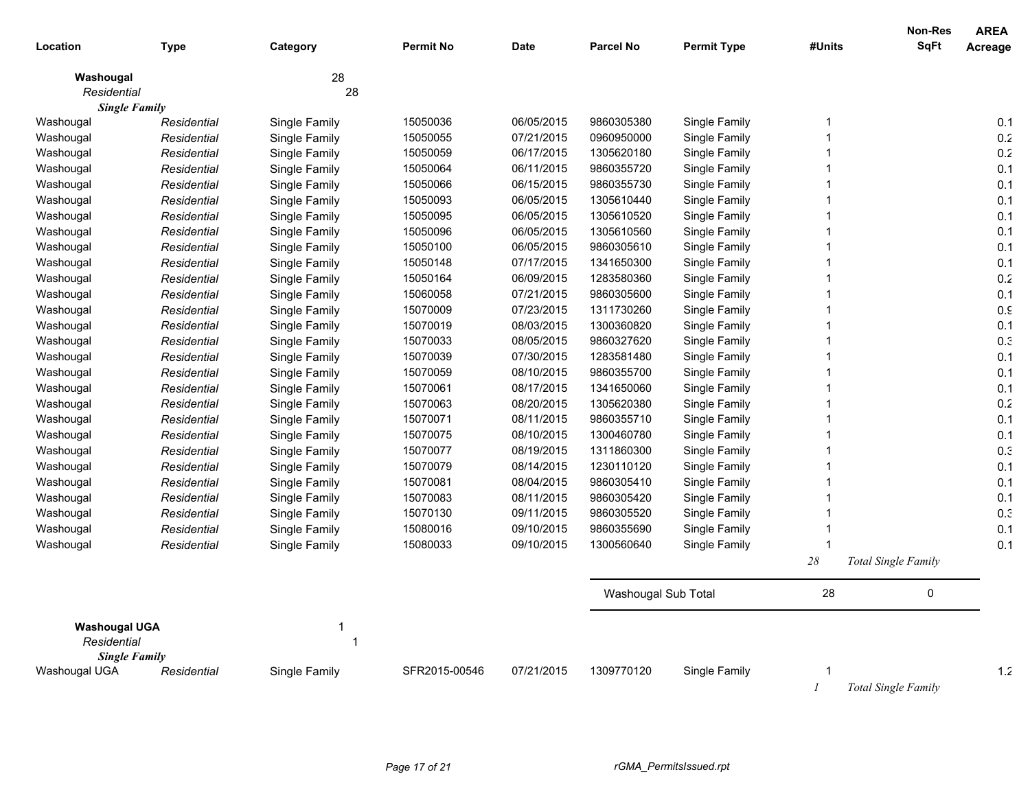| Location | Type | Category | Permit No | Date | Parcel No | Permit Type | #Units | Non-Res SqFt | AREA Acreage |
|---|---|---|---|---|---|---|---|---|---|
| **Washougal** | | 28 | | | | | | | |
| *Residential* | | 28 | | | | | | | |
| ***Single Family*** | | | | | | | | | |
| Washougal | *Residential* | Single Family | 15050036 | 06/05/2015 | 9860305380 | Single Family | 1 | | 0.1 |
| Washougal | *Residential* | Single Family | 15050055 | 07/21/2015 | 0960950000 | Single Family | 1 | | 0.2 |
| Washougal | *Residential* | Single Family | 15050059 | 06/17/2015 | 1305620180 | Single Family | 1 | | 0.2 |
| Washougal | *Residential* | Single Family | 15050064 | 06/11/2015 | 9860355720 | Single Family | 1 | | 0.1 |
| Washougal | *Residential* | Single Family | 15050066 | 06/15/2015 | 9860355730 | Single Family | 1 | | 0.1 |
| Washougal | *Residential* | Single Family | 15050093 | 06/05/2015 | 1305610440 | Single Family | 1 | | 0.1 |
| Washougal | *Residential* | Single Family | 15050095 | 06/05/2015 | 1305610520 | Single Family | 1 | | 0.1 |
| Washougal | *Residential* | Single Family | 15050096 | 06/05/2015 | 1305610560 | Single Family | 1 | | 0.1 |
| Washougal | *Residential* | Single Family | 15050100 | 06/05/2015 | 9860305610 | Single Family | 1 | | 0.1 |
| Washougal | *Residential* | Single Family | 15050148 | 07/17/2015 | 1341650300 | Single Family | 1 | | 0.1 |
| Washougal | *Residential* | Single Family | 15050164 | 06/09/2015 | 1283580360 | Single Family | 1 | | 0.2 |
| Washougal | *Residential* | Single Family | 15060058 | 07/21/2015 | 9860305600 | Single Family | 1 | | 0.1 |
| Washougal | *Residential* | Single Family | 15070009 | 07/23/2015 | 1311730260 | Single Family | 1 | | 0.9 |
| Washougal | *Residential* | Single Family | 15070019 | 08/03/2015 | 1300360820 | Single Family | 1 | | 0.1 |
| Washougal | *Residential* | Single Family | 15070033 | 08/05/2015 | 9860327620 | Single Family | 1 | | 0.3 |
| Washougal | *Residential* | Single Family | 15070039 | 07/30/2015 | 1283581480 | Single Family | 1 | | 0.1 |
| Washougal | *Residential* | Single Family | 15070059 | 08/10/2015 | 9860355700 | Single Family | 1 | | 0.1 |
| Washougal | *Residential* | Single Family | 15070061 | 08/17/2015 | 1341650060 | Single Family | 1 | | 0.1 |
| Washougal | *Residential* | Single Family | 15070063 | 08/20/2015 | 1305620380 | Single Family | 1 | | 0.2 |
| Washougal | *Residential* | Single Family | 15070071 | 08/11/2015 | 9860355710 | Single Family | 1 | | 0.1 |
| Washougal | *Residential* | Single Family | 15070075 | 08/10/2015 | 1300460780 | Single Family | 1 | | 0.1 |
| Washougal | *Residential* | Single Family | 15070077 | 08/19/2015 | 1311860300 | Single Family | 1 | | 0.3 |
| Washougal | *Residential* | Single Family | 15070079 | 08/14/2015 | 1230110120 | Single Family | 1 | | 0.1 |
| Washougal | *Residential* | Single Family | 15070081 | 08/04/2015 | 9860305410 | Single Family | 1 | | 0.1 |
| Washougal | *Residential* | Single Family | 15070083 | 08/11/2015 | 9860305420 | Single Family | 1 | | 0.1 |
| Washougal | *Residential* | Single Family | 15070130 | 09/11/2015 | 9860305520 | Single Family | 1 | | 0.3 |
| Washougal | *Residential* | Single Family | 15080016 | 09/10/2015 | 9860355690 | Single Family | 1 | | 0.1 |
| Washougal | *Residential* | Single Family | 15080033 | 09/10/2015 | 1300560640 | Single Family | 1 | | 0.1 |
| | | | | | | | *28* | *Total Single Family* | |
| | | | | | Washougal Sub Total | | 28 | 0 | |
| **Washougal UGA** | | 1 | | | | | | | |
| *Residential* | | 1 | | | | | | | |
| ***Single Family*** | | | | | | | | | |
| Washougal UGA | *Residential* | Single Family | SFR2015-00546 | 07/21/2015 | 1309770120 | Single Family | 1 | | 1.2 |
| | | | | | | | *1* | *Total Single Family* | |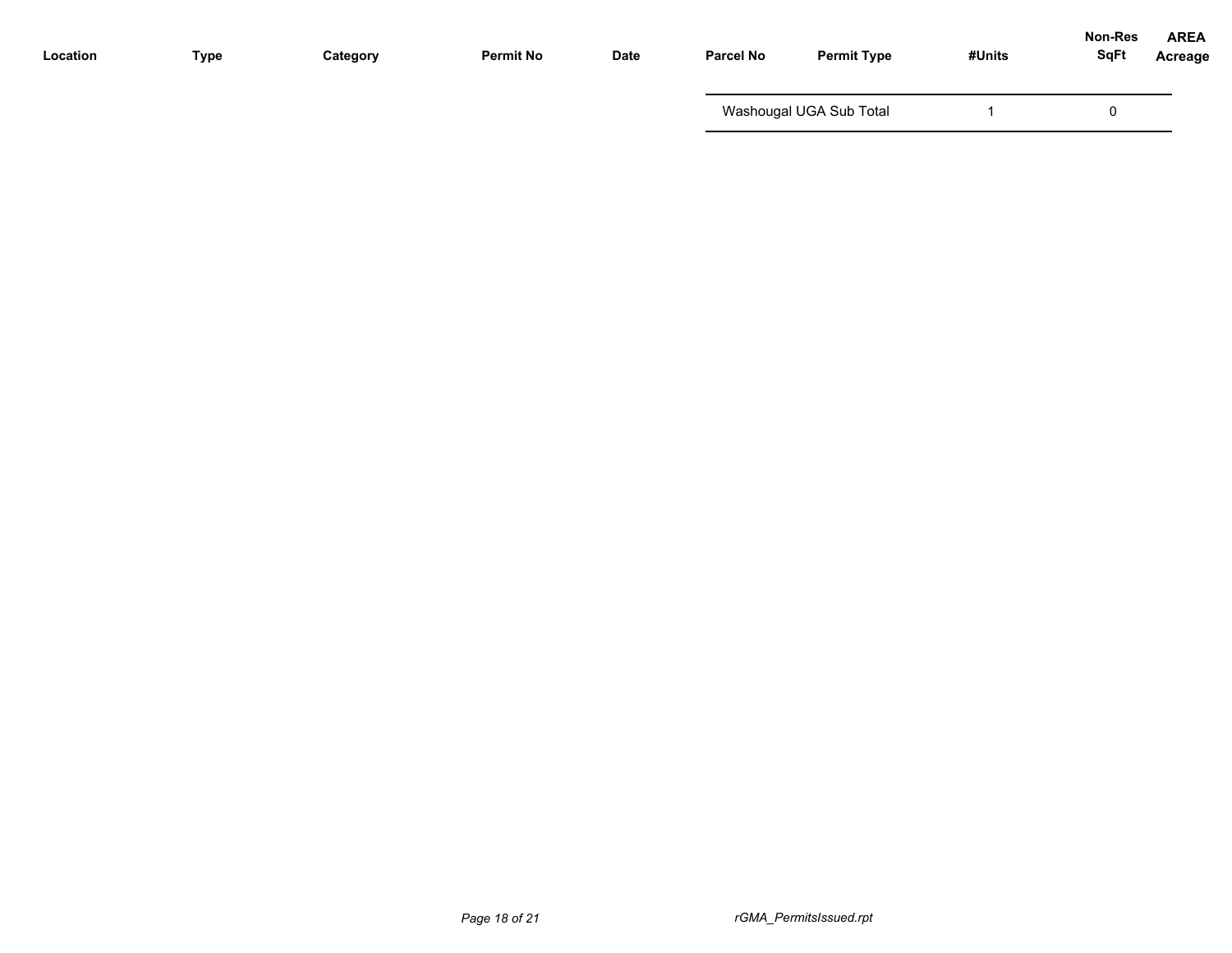| Location | Type | Category | Permit No | Date | Parcel No | Permit Type | #Units | Non-Res SqFt | AREA Acreage |
|---|---|---|---|---|---|---|---|---|---|
| | | | | | Washougal UGA Sub Total | | 1 | 0 | |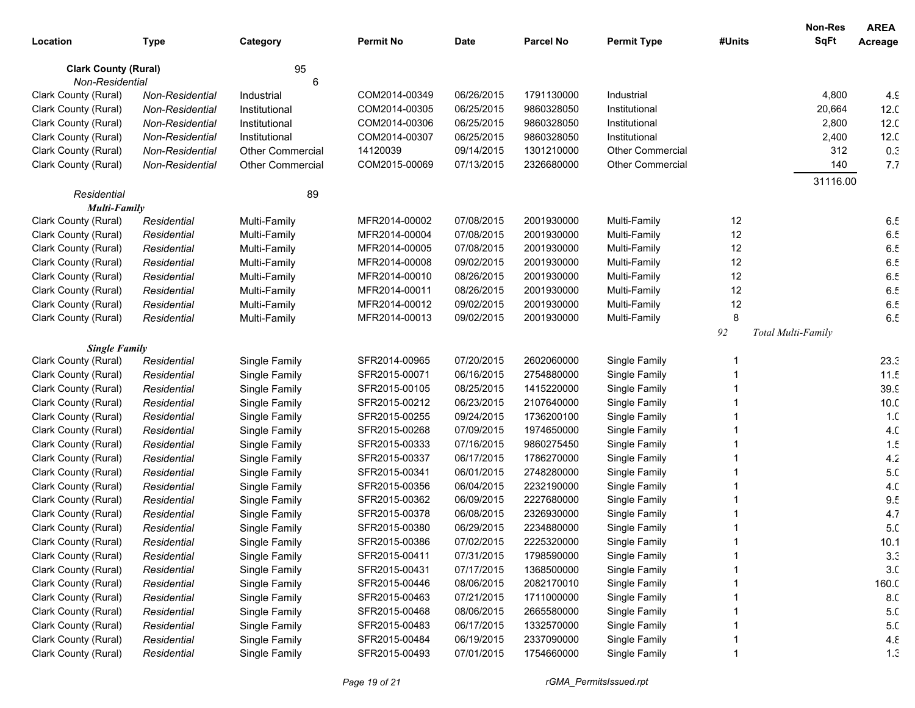| Location | Type | Category | Permit No | Date | Parcel No | Permit Type | #Units | Non-Res SqFt | AREA Acreage |
|---|---|---|---|---|---|---|---|---|---|
| **Clark County (Rural)** | | 95 | | | | | | | |
| *Non-Residential* | | 6 | | | | | | | |
| Clark County (Rural) | *Non-Residential* | Industrial | COM2014-00349 | 06/26/2015 | 1791130000 | Industrial | | 4,800 | 4.9 |
| Clark County (Rural) | *Non-Residential* | Institutional | COM2014-00305 | 06/25/2015 | 9860328050 | Institutional | | 20,664 | 12.0 |
| Clark County (Rural) | *Non-Residential* | Institutional | COM2014-00306 | 06/25/2015 | 9860328050 | Institutional | | 2,800 | 12.0 |
| Clark County (Rural) | *Non-Residential* | Institutional | COM2014-00307 | 06/25/2015 | 9860328050 | Institutional | | 2,400 | 12.0 |
| Clark County (Rural) | *Non-Residential* | Other Commercial | 14120039 | 09/14/2015 | 1301210000 | Other Commercial | | 312 | 0.3 |
| Clark County (Rural) | *Non-Residential* | Other Commercial | COM2015-00069 | 07/13/2015 | 2326680000 | Other Commercial | | 140 | 7.7 |
| | | | | | | | | 31116.00 | |
| *Residential* | | 89 | | | | | | | |
| ***Multi-Family*** | | | | | | | | | |
| Clark County (Rural) | *Residential* | Multi-Family | MFR2014-00002 | 07/08/2015 | 2001930000 | Multi-Family | 12 | | 6.5 |
| Clark County (Rural) | *Residential* | Multi-Family | MFR2014-00004 | 07/08/2015 | 2001930000 | Multi-Family | 12 | | 6.5 |
| Clark County (Rural) | *Residential* | Multi-Family | MFR2014-00005 | 07/08/2015 | 2001930000 | Multi-Family | 12 | | 6.5 |
| Clark County (Rural) | *Residential* | Multi-Family | MFR2014-00008 | 09/02/2015 | 2001930000 | Multi-Family | 12 | | 6.5 |
| Clark County (Rural) | *Residential* | Multi-Family | MFR2014-00010 | 08/26/2015 | 2001930000 | Multi-Family | 12 | | 6.5 |
| Clark County (Rural) | *Residential* | Multi-Family | MFR2014-00011 | 08/26/2015 | 2001930000 | Multi-Family | 12 | | 6.5 |
| Clark County (Rural) | *Residential* | Multi-Family | MFR2014-00012 | 09/02/2015 | 2001930000 | Multi-Family | 12 | | 6.5 |
| Clark County (Rural) | *Residential* | Multi-Family | MFR2014-00013 | 09/02/2015 | 2001930000 | Multi-Family | 8 | | 6.5 |
| | | | | | | | *92* | *Total Multi-Family* | |
| ***Single Family*** | | | | | | | | | |
| Clark County (Rural) | *Residential* | Single Family | SFR2014-00965 | 07/20/2015 | 2602060000 | Single Family | 1 | | 23.3 |
| Clark County (Rural) | *Residential* | Single Family | SFR2015-00071 | 06/16/2015 | 2754880000 | Single Family | 1 | | 11.5 |
| Clark County (Rural) | *Residential* | Single Family | SFR2015-00105 | 08/25/2015 | 1415220000 | Single Family | 1 | | 39.9 |
| Clark County (Rural) | *Residential* | Single Family | SFR2015-00212 | 06/23/2015 | 2107640000 | Single Family | 1 | | 10.0 |
| Clark County (Rural) | *Residential* | Single Family | SFR2015-00255 | 09/24/2015 | 1736200100 | Single Family | 1 | | 1.0 |
| Clark County (Rural) | *Residential* | Single Family | SFR2015-00268 | 07/09/2015 | 1974650000 | Single Family | 1 | | 4.0 |
| Clark County (Rural) | *Residential* | Single Family | SFR2015-00333 | 07/16/2015 | 9860275450 | Single Family | 1 | | 1.5 |
| Clark County (Rural) | *Residential* | Single Family | SFR2015-00337 | 06/17/2015 | 1786270000 | Single Family | 1 | | 4.2 |
| Clark County (Rural) | *Residential* | Single Family | SFR2015-00341 | 06/01/2015 | 2748280000 | Single Family | 1 | | 5.0 |
| Clark County (Rural) | *Residential* | Single Family | SFR2015-00356 | 06/04/2015 | 2232190000 | Single Family | 1 | | 4.0 |
| Clark County (Rural) | *Residential* | Single Family | SFR2015-00362 | 06/09/2015 | 2227680000 | Single Family | 1 | | 9.5 |
| Clark County (Rural) | *Residential* | Single Family | SFR2015-00378 | 06/08/2015 | 2326930000 | Single Family | 1 | | 4.7 |
| Clark County (Rural) | *Residential* | Single Family | SFR2015-00380 | 06/29/2015 | 2234880000 | Single Family | 1 | | 5.0 |
| Clark County (Rural) | *Residential* | Single Family | SFR2015-00386 | 07/02/2015 | 2225320000 | Single Family | 1 | | 10.1 |
| Clark County (Rural) | *Residential* | Single Family | SFR2015-00411 | 07/31/2015 | 1798590000 | Single Family | 1 | | 3.3 |
| Clark County (Rural) | *Residential* | Single Family | SFR2015-00431 | 07/17/2015 | 1368500000 | Single Family | 1 | | 3.0 |
| Clark County (Rural) | *Residential* | Single Family | SFR2015-00446 | 08/06/2015 | 2082170010 | Single Family | 1 | | 160.0 |
| Clark County (Rural) | *Residential* | Single Family | SFR2015-00463 | 07/21/2015 | 1711000000 | Single Family | 1 | | 8.0 |
| Clark County (Rural) | *Residential* | Single Family | SFR2015-00468 | 08/06/2015 | 2665580000 | Single Family | 1 | | 5.0 |
| Clark County (Rural) | *Residential* | Single Family | SFR2015-00483 | 06/17/2015 | 1332570000 | Single Family | 1 | | 5.0 |
| Clark County (Rural) | *Residential* | Single Family | SFR2015-00484 | 06/19/2015 | 2337090000 | Single Family | 1 | | 4.8 |
| Clark County (Rural) | *Residential* | Single Family | SFR2015-00493 | 07/01/2015 | 1754660000 | Single Family | 1 | | 1.3 |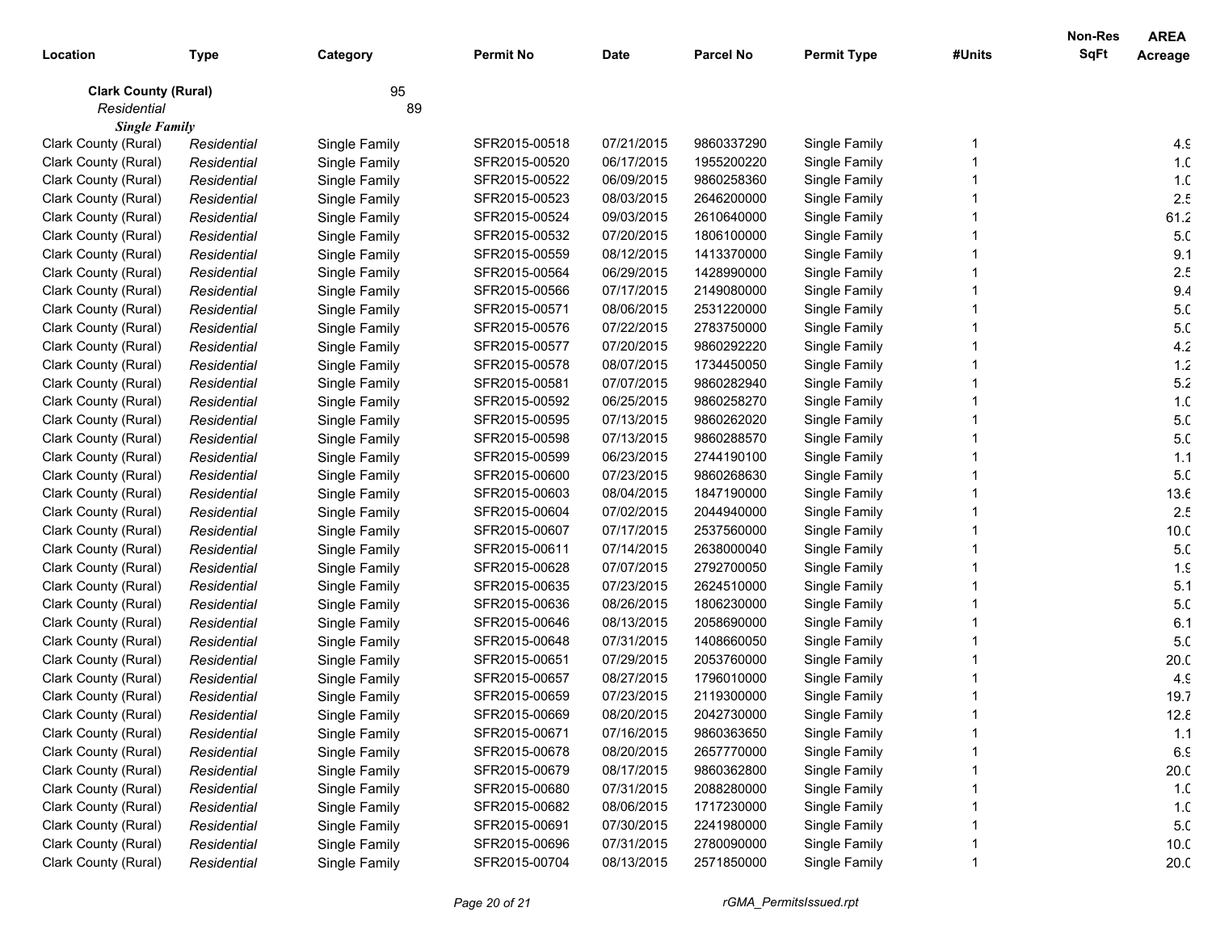| Location | Type | Category | Permit No | Date | Parcel No | Permit Type | #Units | Non-Res SqFt | AREA Acreage |
|---|---|---|---|---|---|---|---|---|---|
| **Clark County (Rural)** | | 95 | | | | | | | |
| *Residential* | | 89 | | | | | | | |
| ***Single Family*** | | | | | | | | | |
| Clark County (Rural) | *Residential* | Single Family | SFR2015-00518 | 07/21/2015 | 9860337290 | Single Family | 1 | | 4.9 |
| Clark County (Rural) | *Residential* | Single Family | SFR2015-00520 | 06/17/2015 | 1955200220 | Single Family | 1 | | 1.0 |
| Clark County (Rural) | *Residential* | Single Family | SFR2015-00522 | 06/09/2015 | 9860258360 | Single Family | 1 | | 1.0 |
| Clark County (Rural) | *Residential* | Single Family | SFR2015-00523 | 08/03/2015 | 2646200000 | Single Family | 1 | | 2.5 |
| Clark County (Rural) | *Residential* | Single Family | SFR2015-00524 | 09/03/2015 | 2610640000 | Single Family | 1 | | 61.2 |
| Clark County (Rural) | *Residential* | Single Family | SFR2015-00532 | 07/20/2015 | 1806100000 | Single Family | 1 | | 5.0 |
| Clark County (Rural) | *Residential* | Single Family | SFR2015-00559 | 08/12/2015 | 1413370000 | Single Family | 1 | | 9.1 |
| Clark County (Rural) | *Residential* | Single Family | SFR2015-00564 | 06/29/2015 | 1428990000 | Single Family | 1 | | 2.5 |
| Clark County (Rural) | *Residential* | Single Family | SFR2015-00566 | 07/17/2015 | 2149080000 | Single Family | 1 | | 9.4 |
| Clark County (Rural) | *Residential* | Single Family | SFR2015-00571 | 08/06/2015 | 2531220000 | Single Family | 1 | | 5.0 |
| Clark County (Rural) | *Residential* | Single Family | SFR2015-00576 | 07/22/2015 | 2783750000 | Single Family | 1 | | 5.0 |
| Clark County (Rural) | *Residential* | Single Family | SFR2015-00577 | 07/20/2015 | 9860292220 | Single Family | 1 | | 4.2 |
| Clark County (Rural) | *Residential* | Single Family | SFR2015-00578 | 08/07/2015 | 1734450050 | Single Family | 1 | | 1.2 |
| Clark County (Rural) | *Residential* | Single Family | SFR2015-00581 | 07/07/2015 | 9860282940 | Single Family | 1 | | 5.2 |
| Clark County (Rural) | *Residential* | Single Family | SFR2015-00592 | 06/25/2015 | 9860258270 | Single Family | 1 | | 1.0 |
| Clark County (Rural) | *Residential* | Single Family | SFR2015-00595 | 07/13/2015 | 9860262020 | Single Family | 1 | | 5.0 |
| Clark County (Rural) | *Residential* | Single Family | SFR2015-00598 | 07/13/2015 | 9860288570 | Single Family | 1 | | 5.0 |
| Clark County (Rural) | *Residential* | Single Family | SFR2015-00599 | 06/23/2015 | 2744190100 | Single Family | 1 | | 1.1 |
| Clark County (Rural) | *Residential* | Single Family | SFR2015-00600 | 07/23/2015 | 9860268630 | Single Family | 1 | | 5.0 |
| Clark County (Rural) | *Residential* | Single Family | SFR2015-00603 | 08/04/2015 | 1847190000 | Single Family | 1 | | 13.6 |
| Clark County (Rural) | *Residential* | Single Family | SFR2015-00604 | 07/02/2015 | 2044940000 | Single Family | 1 | | 2.5 |
| Clark County (Rural) | *Residential* | Single Family | SFR2015-00607 | 07/17/2015 | 2537560000 | Single Family | 1 | | 10.0 |
| Clark County (Rural) | *Residential* | Single Family | SFR2015-00611 | 07/14/2015 | 2638000040 | Single Family | 1 | | 5.0 |
| Clark County (Rural) | *Residential* | Single Family | SFR2015-00628 | 07/07/2015 | 2792700050 | Single Family | 1 | | 1.9 |
| Clark County (Rural) | *Residential* | Single Family | SFR2015-00635 | 07/23/2015 | 2624510000 | Single Family | 1 | | 5.1 |
| Clark County (Rural) | *Residential* | Single Family | SFR2015-00636 | 08/26/2015 | 1806230000 | Single Family | 1 | | 5.0 |
| Clark County (Rural) | *Residential* | Single Family | SFR2015-00646 | 08/13/2015 | 2058690000 | Single Family | 1 | | 6.1 |
| Clark County (Rural) | *Residential* | Single Family | SFR2015-00648 | 07/31/2015 | 1408660050 | Single Family | 1 | | 5.0 |
| Clark County (Rural) | *Residential* | Single Family | SFR2015-00651 | 07/29/2015 | 2053760000 | Single Family | 1 | | 20.0 |
| Clark County (Rural) | *Residential* | Single Family | SFR2015-00657 | 08/27/2015 | 1796010000 | Single Family | 1 | | 4.9 |
| Clark County (Rural) | *Residential* | Single Family | SFR2015-00659 | 07/23/2015 | 2119300000 | Single Family | 1 | | 19.7 |
| Clark County (Rural) | *Residential* | Single Family | SFR2015-00669 | 08/20/2015 | 2042730000 | Single Family | 1 | | 12.8 |
| Clark County (Rural) | *Residential* | Single Family | SFR2015-00671 | 07/16/2015 | 9860363650 | Single Family | 1 | | 1.1 |
| Clark County (Rural) | *Residential* | Single Family | SFR2015-00678 | 08/20/2015 | 2657770000 | Single Family | 1 | | 6.9 |
| Clark County (Rural) | *Residential* | Single Family | SFR2015-00679 | 08/17/2015 | 9860362800 | Single Family | 1 | | 20.0 |
| Clark County (Rural) | *Residential* | Single Family | SFR2015-00680 | 07/31/2015 | 2088280000 | Single Family | 1 | | 1.0 |
| Clark County (Rural) | *Residential* | Single Family | SFR2015-00682 | 08/06/2015 | 1717230000 | Single Family | 1 | | 1.0 |
| Clark County (Rural) | *Residential* | Single Family | SFR2015-00691 | 07/30/2015 | 2241980000 | Single Family | 1 | | 5.0 |
| Clark County (Rural) | *Residential* | Single Family | SFR2015-00696 | 07/31/2015 | 2780090000 | Single Family | 1 | | 10.0 |
| Clark County (Rural) | *Residential* | Single Family | SFR2015-00704 | 08/13/2015 | 2571850000 | Single Family | 1 | | 20.0 |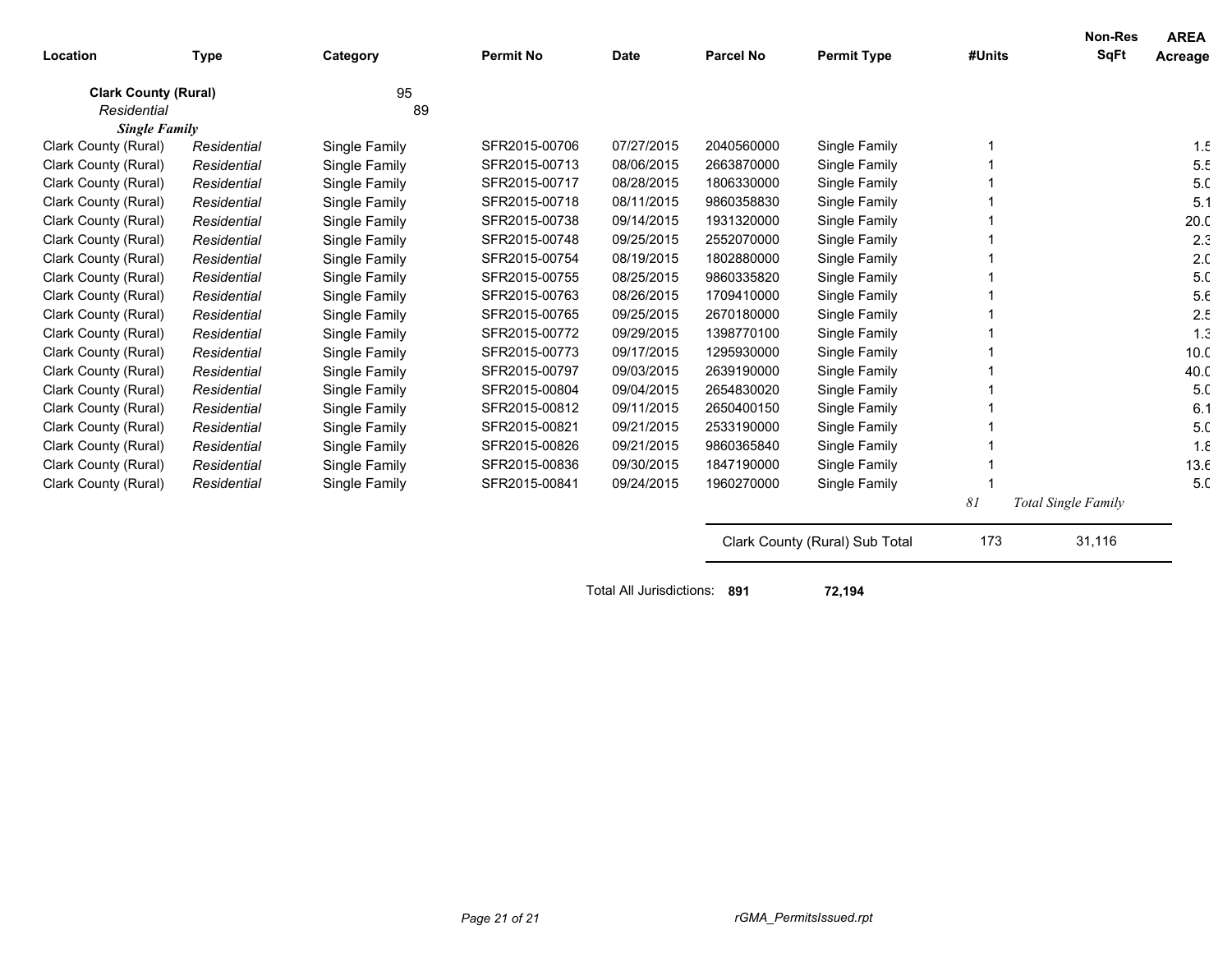| Location | Type | Category | Permit No | Date | Parcel No | Permit Type | #Units | Non-Res SqFt | AREA Acreage |
|---|---|---|---|---|---|---|---|---|---|
| **Clark County (Rural)** | | 95 | | | | | | | |
| *Residential* | | 89 | | | | | | | |
| ***Single Family*** | | | | | | | | | |
| Clark County (Rural) | *Residential* | Single Family | SFR2015-00706 | 07/27/2015 | 2040560000 | Single Family | 1 | | 1.5 |
| Clark County (Rural) | *Residential* | Single Family | SFR2015-00713 | 08/06/2015 | 2663870000 | Single Family | 1 | | 5.5 |
| Clark County (Rural) | *Residential* | Single Family | SFR2015-00717 | 08/28/2015 | 1806330000 | Single Family | 1 | | 5.0 |
| Clark County (Rural) | *Residential* | Single Family | SFR2015-00718 | 08/11/2015 | 9860358830 | Single Family | 1 | | 5.1 |
| Clark County (Rural) | *Residential* | Single Family | SFR2015-00738 | 09/14/2015 | 1931320000 | Single Family | 1 | | 20.0 |
| Clark County (Rural) | *Residential* | Single Family | SFR2015-00748 | 09/25/2015 | 2552070000 | Single Family | 1 | | 2.3 |
| Clark County (Rural) | *Residential* | Single Family | SFR2015-00754 | 08/19/2015 | 1802880000 | Single Family | 1 | | 2.0 |
| Clark County (Rural) | *Residential* | Single Family | SFR2015-00755 | 08/25/2015 | 9860335820 | Single Family | 1 | | 5.0 |
| Clark County (Rural) | *Residential* | Single Family | SFR2015-00763 | 08/26/2015 | 1709410000 | Single Family | 1 | | 5.6 |
| Clark County (Rural) | *Residential* | Single Family | SFR2015-00765 | 09/25/2015 | 2670180000 | Single Family | 1 | | 2.5 |
| Clark County (Rural) | *Residential* | Single Family | SFR2015-00772 | 09/29/2015 | 1398770100 | Single Family | 1 | | 1.3 |
| Clark County (Rural) | *Residential* | Single Family | SFR2015-00773 | 09/17/2015 | 1295930000 | Single Family | 1 | | 10.0 |
| Clark County (Rural) | *Residential* | Single Family | SFR2015-00797 | 09/03/2015 | 2639190000 | Single Family | 1 | | 40.0 |
| Clark County (Rural) | *Residential* | Single Family | SFR2015-00804 | 09/04/2015 | 2654830020 | Single Family | 1 | | 5.0 |
| Clark County (Rural) | *Residential* | Single Family | SFR2015-00812 | 09/11/2015 | 2650400150 | Single Family | 1 | | 6.1 |
| Clark County (Rural) | *Residential* | Single Family | SFR2015-00821 | 09/21/2015 | 2533190000 | Single Family | 1 | | 5.0 |
| Clark County (Rural) | *Residential* | Single Family | SFR2015-00826 | 09/21/2015 | 9860365840 | Single Family | 1 | | 1.8 |
| Clark County (Rural) | *Residential* | Single Family | SFR2015-00836 | 09/30/2015 | 1847190000 | Single Family | 1 | | 13.6 |
| Clark County (Rural) | *Residential* | Single Family | SFR2015-00841 | 09/24/2015 | 1960270000 | Single Family | 1 | | 5.0 |
| | | | | | | | *81* | *Total Single Family* | |
| | | | | | Clark County (Rural) Sub Total | | 173 | 31,116 | |

Total All Jurisdictions: **891** **72,194**